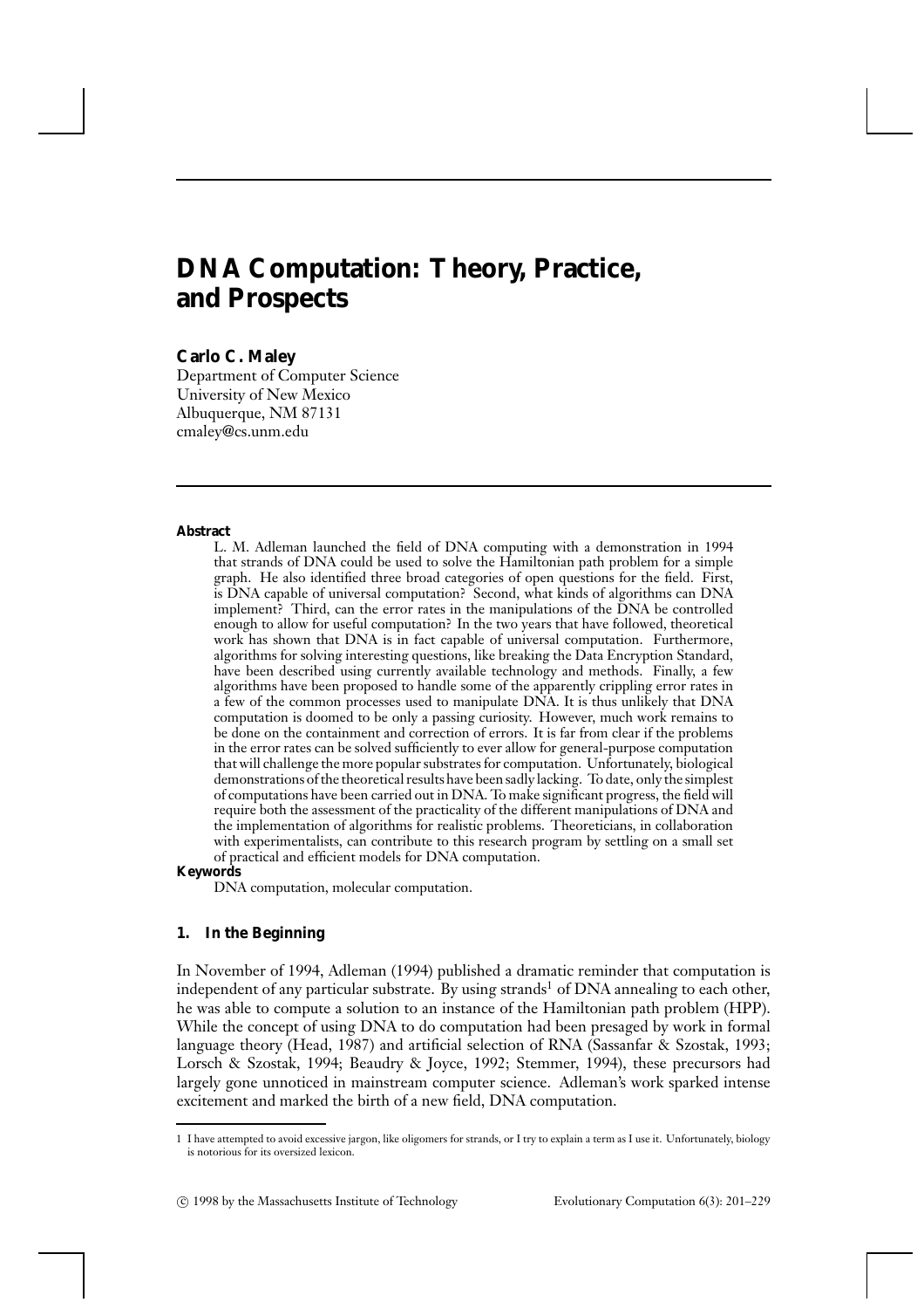# DNA Computation: Theory, Practice, and Prospects

**Carlo C. Maley**
Department of Computer Science
University of New Mexico
Albuquerque, NM 87131
cmaley@cs.unm.edu

**Abstract**

L. M. Adleman launched the field of DNA computing with a demonstration in 1994 that strands of DNA could be used to solve the Hamiltonian path problem for a simple graph. He also identified three broad categories of open questions for the field. First, is DNA capable of universal computation? Second, what kinds of algorithms can DNA implement? Third, can the error rates in the manipulations of the DNA be controlled enough to allow for useful computation? In the two years that have followed, theoretical work has shown that DNA is in fact capable of universal computation. Furthermore, algorithms for solving interesting questions, like breaking the Data Encryption Standard, have been described using currently available technology and methods. Finally, a few algorithms have been proposed to handle some of the apparently crippling error rates in a few of the common processes used to manipulate DNA. It is thus unlikely that DNA computation is doomed to be only a passing curiosity. However, much work remains to be done on the containment and correction of errors. It is far from clear if the problems in the error rates can be solved sufficiently to ever allow for general-purpose computation that will challenge the more popular substrates for computation. Unfortunately, biological demonstrations of the theoretical results have been sadly lacking. To date, only the simplest of computations have been carried out in DNA. To make significant progress, the field will require both the assessment of the practicality of the different manipulations of DNA and the implementation of algorithms for realistic problems. Theoreticians, in collaboration with experimentalists, can contribute to this research program by settling on a small set of practical and efficient models for DNA computation.

**Keywords**

DNA computation, molecular computation.

## 1. In the Beginning

In November of 1994, Adleman (1994) published a dramatic reminder that computation is independent of any particular substrate. By using strands[1] of DNA annealing to each other, he was able to compute a solution to an instance of the Hamiltonian path problem (HPP). While the concept of using DNA to do computation had been presaged by work in formal language theory (Head, 1987) and artificial selection of RNA (Sassanfar & Szostak, 1993; Lorsch & Szostak, 1994; Beaudry & Joyce, 1992; Stemmer, 1994), these precursors had largely gone unnoticed in mainstream computer science. Adleman's work sparked intense excitement and marked the birth of a new field, DNA computation.

[1] I have attempted to avoid excessive jargon, like oligomers for strands, or I try to explain a term as I use it. Unfortunately, biology is notorious for its oversized lexicon.

© 1998 by the Massachusetts Institute of Technology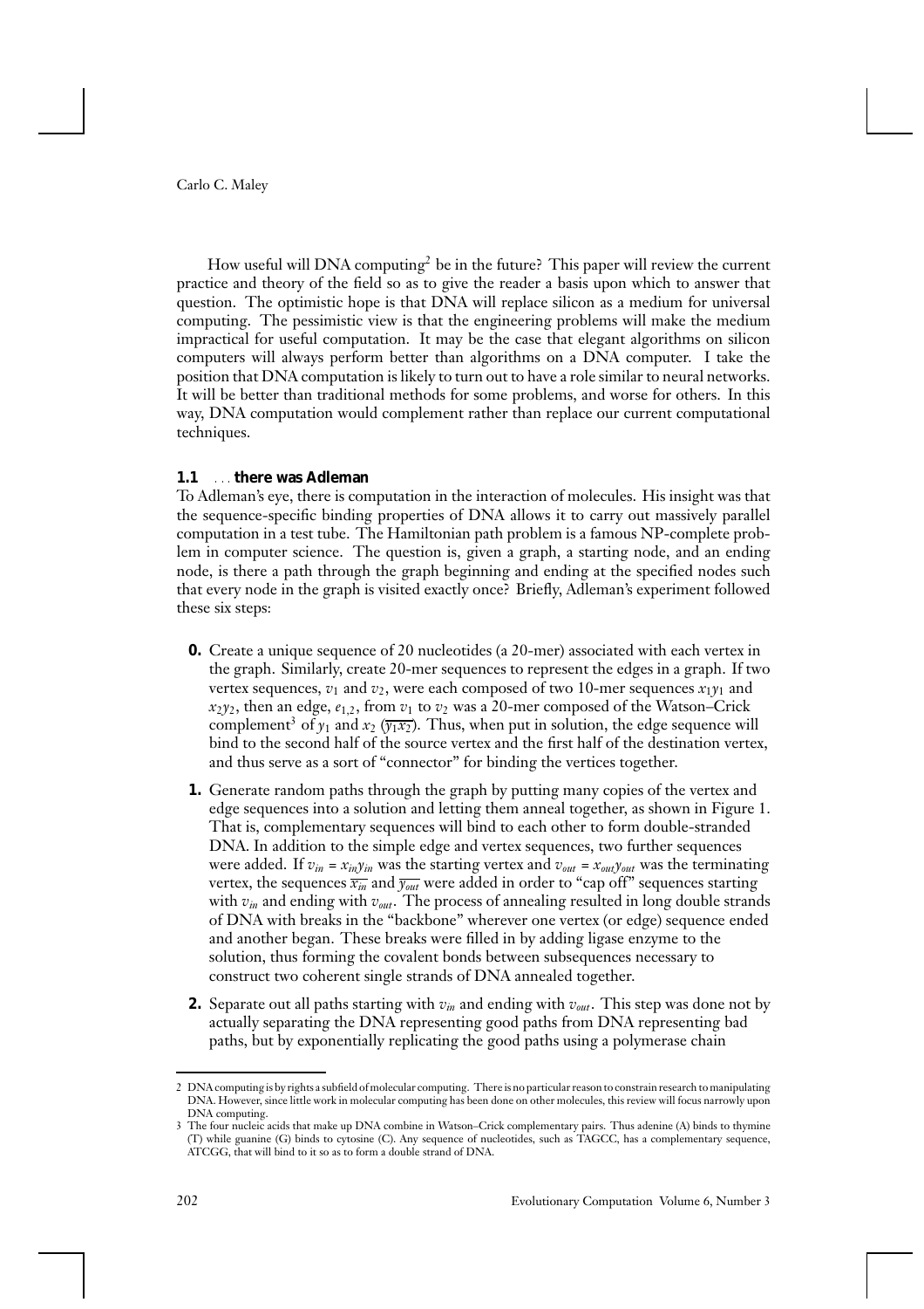How useful will DNA computing[2] be in the future? This paper will review the current practice and theory of the field so as to give the reader a basis upon which to answer that question. The optimistic hope is that DNA will replace silicon as a medium for universal computing. The pessimistic view is that the engineering problems will make the medium impractical for useful computation. It may be the case that elegant algorithms on silicon computers will always perform better than algorithms on a DNA computer. I take the position that DNA computation is likely to turn out to have a role similar to neural networks. It will be better than traditional methods for some problems, and worse for others. In this way, DNA computation would complement rather than replace our current computational techniques.

### 1.1 ... there was Adleman

To Adleman's eye, there is computation in the interaction of molecules. His insight was that the sequence-specific binding properties of DNA allows it to carry out massively parallel computation in a test tube. The Hamiltonian path problem is a famous NP-complete problem in computer science. The question is, given a graph, a starting node, and an ending node, is there a path through the graph beginning and ending at the specified nodes such that every node in the graph is visited exactly once? Briefly, Adleman's experiment followed these six steps:

**0.** Create a unique sequence of 20 nucleotides (a 20-mer) associated with each vertex in the graph. Similarly, create 20-mer sequences to represent the edges in a graph. If two vertex sequences, $v_1$ and $v_2$, were each composed of two 10-mer sequences $x_1y_1$ and $x_2y_2$, then an edge, $e_{1,2}$, from $v_1$ to $v_2$ was a 20-mer composed of the Watson–Crick complement[3] of $y_1$ and $x_2$ ($\overline{y_1x_2}$). Thus, when put in solution, the edge sequence will bind to the second half of the source vertex and the first half of the destination vertex, and thus serve as a sort of "connector" for binding the vertices together.

**1.** Generate random paths through the graph by putting many copies of the vertex and edge sequences into a solution and letting them anneal together, as shown in Figure 1. That is, complementary sequences will bind to each other to form double-stranded DNA. In addition to the simple edge and vertex sequences, two further sequences were added. If $v_{in} = x_{in}y_{in}$ was the starting vertex and $v_{out} = x_{out}y_{out}$ was the terminating vertex, the sequences $\overline{x_{in}}$ and $\overline{y_{out}}$ were added in order to "cap off" sequences starting with $v_{in}$ and ending with $v_{out}$. The process of annealing resulted in long double strands of DNA with breaks in the "backbone" wherever one vertex (or edge) sequence ended and another began. These breaks were filled in by adding ligase enzyme to the solution, thus forming the covalent bonds between subsequences necessary to construct two coherent single strands of DNA annealed together.

**2.** Separate out all paths starting with $v_{in}$ and ending with $v_{out}$. This step was done not by actually separating the DNA representing good paths from DNA representing bad paths, but by exponentially replicating the good paths using a polymerase chain

---

[2] DNA computing is by rights a subfield of molecular computing. There is no particular reason to constrain research to manipulating DNA. However, since little work in molecular computing has been done on other molecules, this review will focus narrowly upon DNA computing.

[3] The four nucleic acids that make up DNA combine in Watson–Crick complementary pairs. Thus adenine (A) binds to thymine (T) while guanine (G) binds to cytosine (C). Any sequence of nucleotides, such as TAGCC, has a complementary sequence, ATCGG, that will bind to it so as to form a double strand of DNA.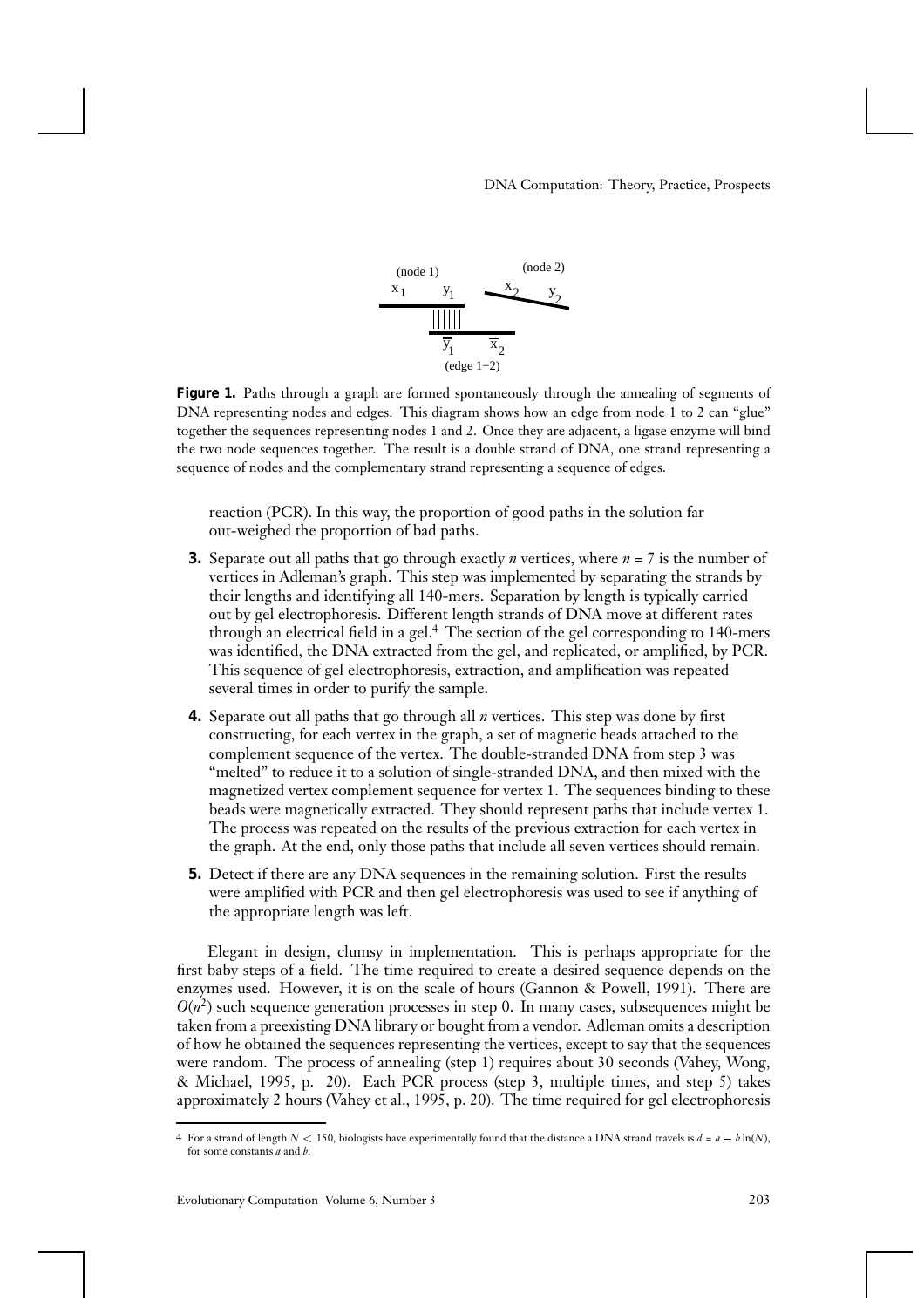**Figure 1.** Paths through a graph are formed spontaneously through the annealing of segments of DNA representing nodes and edges. This diagram shows how an edge from node 1 to 2 can "glue" together the sequences representing nodes 1 and 2. Once they are adjacent, a ligase enzyme will bind the two node sequences together. The result is a double strand of DNA, one strand representing a sequence of nodes and the complementary strand representing a sequence of edges.

reaction (PCR). In this way, the proportion of good paths in the solution far out-weighed the proportion of bad paths.

3. Separate out all paths that go through exactly $n$ vertices, where $n = 7$ is the number of vertices in Adleman's graph. This step was implemented by separating the strands by their lengths and identifying all 140-mers. Separation by length is typically carried out by gel electrophoresis. Different length strands of DNA move at different rates through an electrical field in a gel.[4] The section of the gel corresponding to 140-mers was identified, the DNA extracted from the gel, and replicated, or amplified, by PCR. This sequence of gel electrophoresis, extraction, and amplification was repeated several times in order to purify the sample.

4. Separate out all paths that go through all $n$ vertices. This step was done by first constructing, for each vertex in the graph, a set of magnetic beads attached to the complement sequence of the vertex. The double-stranded DNA from step 3 was "melted" to reduce it to a solution of single-stranded DNA, and then mixed with the magnetized vertex complement sequence for vertex 1. The sequences binding to these beads were magnetically extracted. They should represent paths that include vertex 1. The process was repeated on the results of the previous extraction for each vertex in the graph. At the end, only those paths that include all seven vertices should remain.

5. Detect if there are any DNA sequences in the remaining solution. First the results were amplified with PCR and then gel electrophoresis was used to see if anything of the appropriate length was left.

Elegant in design, clumsy in implementation. This is perhaps appropriate for the first baby steps of a field. The time required to create a desired sequence depends on the enzymes used. However, it is on the scale of hours (Gannon & Powell, 1991). There are $O(n^2)$ such sequence generation processes in step 0. In many cases, subsequences might be taken from a preexisting DNA library or bought from a vendor. Adleman omits a description of how he obtained the sequences representing the vertices, except to say that the sequences were random. The process of annealing (step 1) requires about 30 seconds (Vahey, Wong, & Michael, 1995, p. 20). Each PCR process (step 3, multiple times, and step 5) takes approximately 2 hours (Vahey et al., 1995, p. 20). The time required for gel electrophoresis

[4] For a strand of length $N < 150$, biologists have experimentally found that the distance a DNA strand travels is $d = a - b\ln(N)$, for some constants $a$ and $b$.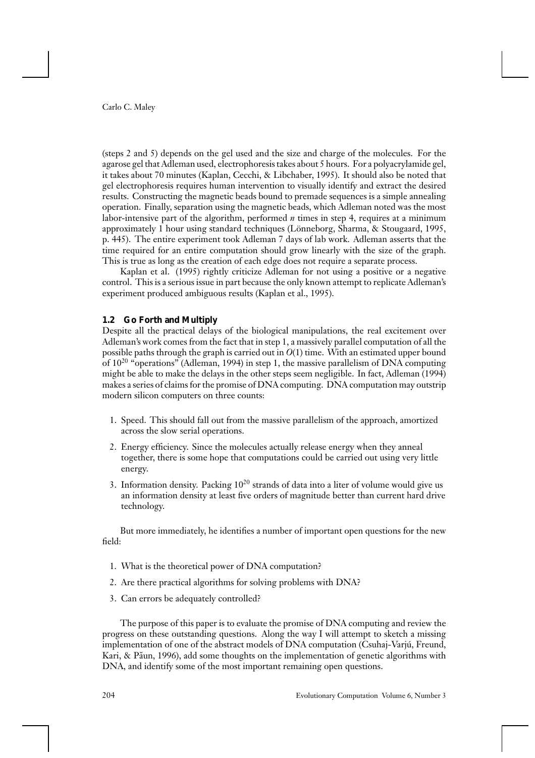(steps 2 and 5) depends on the gel used and the size and charge of the molecules. For the agarose gel that Adleman used, electrophoresis takes about 5 hours. For a polyacrylamide gel, it takes about 70 minutes (Kaplan, Cecchi, & Libchaber, 1995). It should also be noted that gel electrophoresis requires human intervention to visually identify and extract the desired results. Constructing the magnetic beads bound to premade sequences is a simple annealing operation. Finally, separation using the magnetic beads, which Adleman noted was the most labor-intensive part of the algorithm, performed $n$ times in step 4, requires at a minimum approximately 1 hour using standard techniques (Lönneborg, Sharma, & Stougaard, 1995, p. 445). The entire experiment took Adleman 7 days of lab work. Adleman asserts that the time required for an entire computation should grow linearly with the size of the graph. This is true as long as the creation of each edge does not require a separate process.

Kaplan et al. (1995) rightly criticize Adleman for not using a positive or a negative control. This is a serious issue in part because the only known attempt to replicate Adleman's experiment produced ambiguous results (Kaplan et al., 1995).

### 1.2 Go Forth and Multiply

Despite all the practical delays of the biological manipulations, the real excitement over Adleman's work comes from the fact that in step 1, a massively parallel computation of all the possible paths through the graph is carried out in $O(1)$ time. With an estimated upper bound of $10^{20}$ "operations" (Adleman, 1994) in step 1, the massive parallelism of DNA computing might be able to make the delays in the other steps seem negligible. In fact, Adleman (1994) makes a series of claims for the promise of DNA computing. DNA computation may outstrip modern silicon computers on three counts:

1. Speed. This should fall out from the massive parallelism of the approach, amortized across the slow serial operations.
2. Energy efficiency. Since the molecules actually release energy when they anneal together, there is some hope that computations could be carried out using very little energy.
3. Information density. Packing $10^{20}$ strands of data into a liter of volume would give us an information density at least five orders of magnitude better than current hard drive technology.

But more immediately, he identifies a number of important open questions for the new field:

1. What is the theoretical power of DNA computation?
2. Are there practical algorithms for solving problems with DNA?
3. Can errors be adequately controlled?

The purpose of this paper is to evaluate the promise of DNA computing and review the progress on these outstanding questions. Along the way I will attempt to sketch a missing implementation of one of the abstract models of DNA computation (Csuhaj-Varjú, Freund, Kari, & Păun, 1996), add some thoughts on the implementation of genetic algorithms with DNA, and identify some of the most important remaining open questions.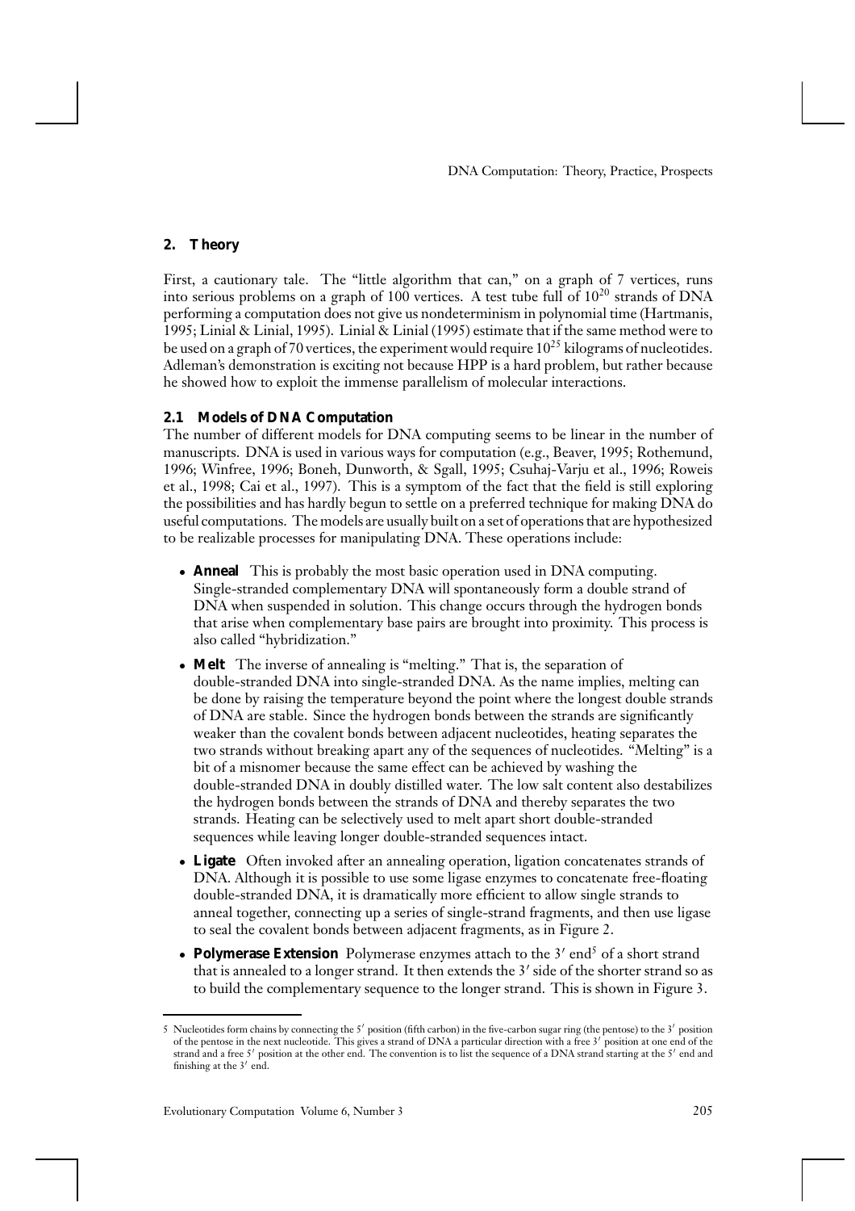## 2. Theory

First, a cautionary tale. The "little algorithm that can," on a graph of 7 vertices, runs into serious problems on a graph of 100 vertices. A test tube full of $10^{20}$ strands of DNA performing a computation does not give us nondeterminism in polynomial time (Hartmanis, 1995; Linial & Linial, 1995). Linial & Linial (1995) estimate that if the same method were to be used on a graph of 70 vertices, the experiment would require $10^{25}$ kilograms of nucleotides. Adleman's demonstration is exciting not because HPP is a hard problem, but rather because he showed how to exploit the immense parallelism of molecular interactions.

### 2.1 Models of DNA Computation

The number of different models for DNA computing seems to be linear in the number of manuscripts. DNA is used in various ways for computation (e.g., Beaver, 1995; Rothemund, 1996; Winfree, 1996; Boneh, Dunworth, & Sgall, 1995; Csuhaj-Varju et al., 1996; Roweis et al., 1998; Cai et al., 1997). This is a symptom of the fact that the field is still exploring the possibilities and has hardly begun to settle on a preferred technique for making DNA do useful computations. The models are usually built on a set of operations that are hypothesized to be realizable processes for manipulating DNA. These operations include:

- **Anneal** This is probably the most basic operation used in DNA computing. Single-stranded complementary DNA will spontaneously form a double strand of DNA when suspended in solution. This change occurs through the hydrogen bonds that arise when complementary base pairs are brought into proximity. This process is also called "hybridization."
- **Melt** The inverse of annealing is "melting." That is, the separation of double-stranded DNA into single-stranded DNA. As the name implies, melting can be done by raising the temperature beyond the point where the longest double strands of DNA are stable. Since the hydrogen bonds between the strands are significantly weaker than the covalent bonds between adjacent nucleotides, heating separates the two strands without breaking apart any of the sequences of nucleotides. "Melting" is a bit of a misnomer because the same effect can be achieved by washing the double-stranded DNA in doubly distilled water. The low salt content also destabilizes the hydrogen bonds between the strands of DNA and thereby separates the two strands. Heating can be selectively used to melt apart short double-stranded sequences while leaving longer double-stranded sequences intact.
- **Ligate** Often invoked after an annealing operation, ligation concatenates strands of DNA. Although it is possible to use some ligase enzymes to concatenate free-floating double-stranded DNA, it is dramatically more efficient to allow single strands to anneal together, connecting up a series of single-strand fragments, and then use ligase to seal the covalent bonds between adjacent fragments, as in Figure 2.
- **Polymerase Extension** Polymerase enzymes attach to the $3'$ end[5] of a short strand that is annealed to a longer strand. It then extends the $3'$ side of the shorter strand so as to build the complementary sequence to the longer strand. This is shown in Figure 3.

[5] Nucleotides form chains by connecting the $5'$ position (fifth carbon) in the five-carbon sugar ring (the pentose) to the $3'$ position of the pentose in the next nucleotide. This gives a strand of DNA a particular direction with a free $3'$ position at one end of the strand and a free $5'$ position at the other end. The convention is to list the sequence of a DNA strand starting at the $5'$ end and finishing at the $3'$ end.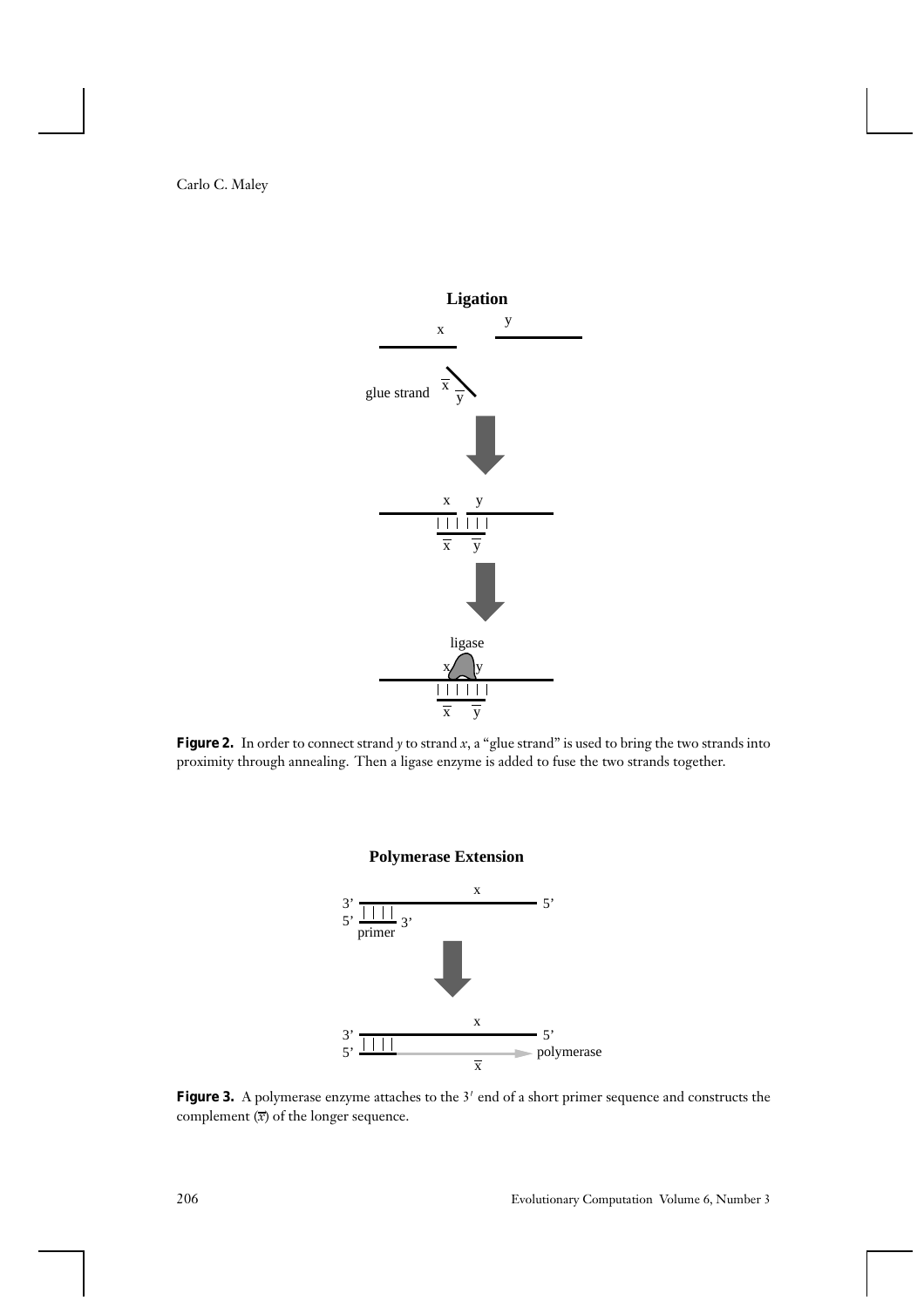**Figure 2.** In order to connect strand $y$ to strand $x$, a "glue strand" is used to bring the two strands into proximity through annealing. Then a ligase enzyme is added to fuse the two strands together.

**Figure 3.** A polymerase enzyme attaches to the $3'$ end of a short primer sequence and constructs the complement ($\overline{x}$) of the longer sequence.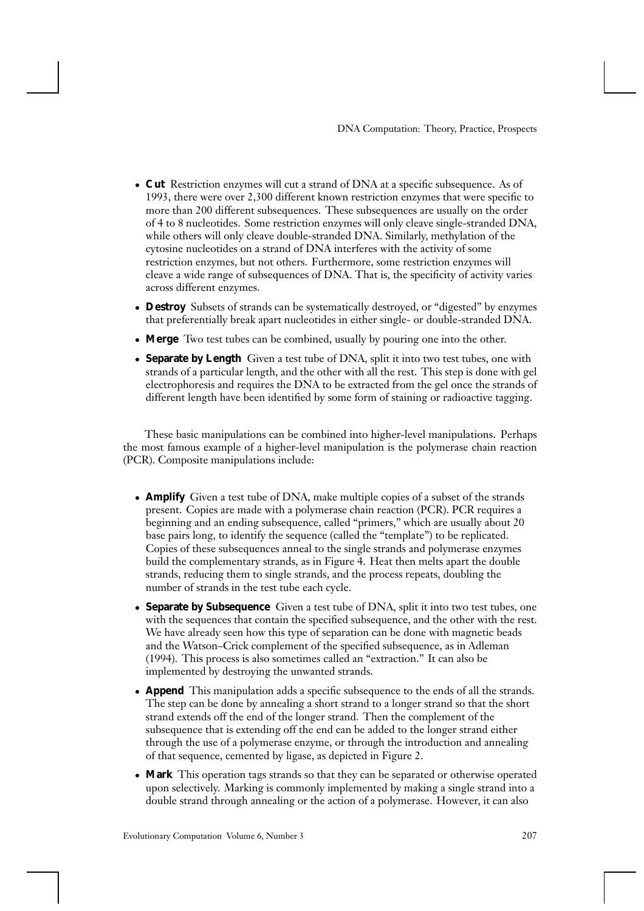- **Cut** Restriction enzymes will cut a strand of DNA at a specific subsequence. As of 1993, there were over 2,300 different known restriction enzymes that were specific to more than 200 different subsequences. These subsequences are usually on the order of 4 to 8 nucleotides. Some restriction enzymes will only cleave single-stranded DNA, while others will only cleave double-stranded DNA. Similarly, methylation of the cytosine nucleotides on a strand of DNA interferes with the activity of some restriction enzymes, but not others. Furthermore, some restriction enzymes will cleave a wide range of subsequences of DNA. That is, the specificity of activity varies across different enzymes.
- **Destroy** Subsets of strands can be systematically destroyed, or "digested" by enzymes that preferentially break apart nucleotides in either single- or double-stranded DNA.
- **Merge** Two test tubes can be combined, usually by pouring one into the other.
- **Separate by Length** Given a test tube of DNA, split it into two test tubes, one with strands of a particular length, and the other with all the rest. This step is done with gel electrophoresis and requires the DNA to be extracted from the gel once the strands of different length have been identified by some form of staining or radioactive tagging.

These basic manipulations can be combined into higher-level manipulations. Perhaps the most famous example of a higher-level manipulation is the polymerase chain reaction (PCR). Composite manipulations include:

- **Amplify** Given a test tube of DNA, make multiple copies of a subset of the strands present. Copies are made with a polymerase chain reaction (PCR). PCR requires a beginning and an ending subsequence, called "primers," which are usually about 20 base pairs long, to identify the sequence (called the "template") to be replicated. Copies of these subsequences anneal to the single strands and polymerase enzymes build the complementary strands, as in Figure 4. Heat then melts apart the double strands, reducing them to single strands, and the process repeats, doubling the number of strands in the test tube each cycle.
- **Separate by Subsequence** Given a test tube of DNA, split it into two test tubes, one with the sequences that contain the specified subsequence, and the other with the rest. We have already seen how this type of separation can be done with magnetic beads and the Watson–Crick complement of the specified subsequence, as in Adleman (1994). This process is also sometimes called an "extraction." It can also be implemented by destroying the unwanted strands.
- **Append** This manipulation adds a specific subsequence to the ends of all the strands. The step can be done by annealing a short strand to a longer strand so that the short strand extends off the end of the longer strand. Then the complement of the subsequence that is extending off the end can be added to the longer strand either through the use of a polymerase enzyme, or through the introduction and annealing of that sequence, cemented by ligase, as depicted in Figure 2.
- **Mark** This operation tags strands so that they can be separated or otherwise operated upon selectively. Marking is commonly implemented by making a single strand into a double strand through annealing or the action of a polymerase. However, it can also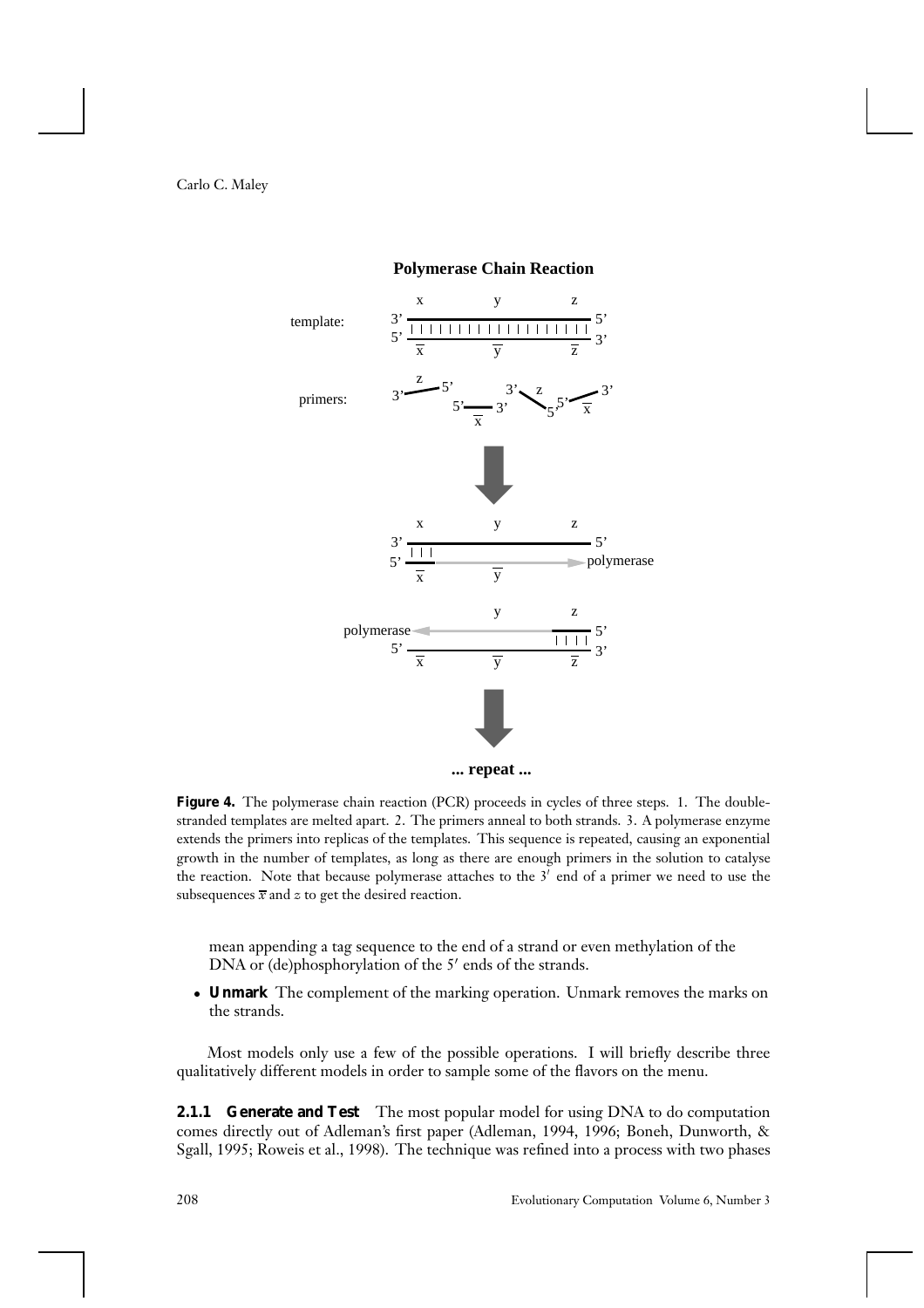**Figure 4.** The polymerase chain reaction (PCR) proceeds in cycles of three steps. 1. The double-stranded templates are melted apart. 2. The primers anneal to both strands. 3. A polymerase enzyme extends the primers into replicas of the templates. This sequence is repeated, causing an exponential growth in the number of templates, as long as there are enough primers in the solution to catalyse the reaction. Note that because polymerase attaches to the $3'$ end of a primer we need to use the subsequences $\overline{x}$ and $z$ to get the desired reaction.

mean appending a tag sequence to the end of a strand or even methylation of the DNA or (de)phosphorylation of the $5'$ ends of the strands.

- **Unmark** The complement of the marking operation. Unmark removes the marks on the strands.

Most models only use a few of the possible operations. I will briefly describe three qualitatively different models in order to sample some of the flavors on the menu.

**2.1.1 Generate and Test** The most popular model for using DNA to do computation comes directly out of Adleman's first paper (Adleman, 1994, 1996; Boneh, Dunworth, & Sgall, 1995; Roweis et al., 1998). The technique was refined into a process with two phases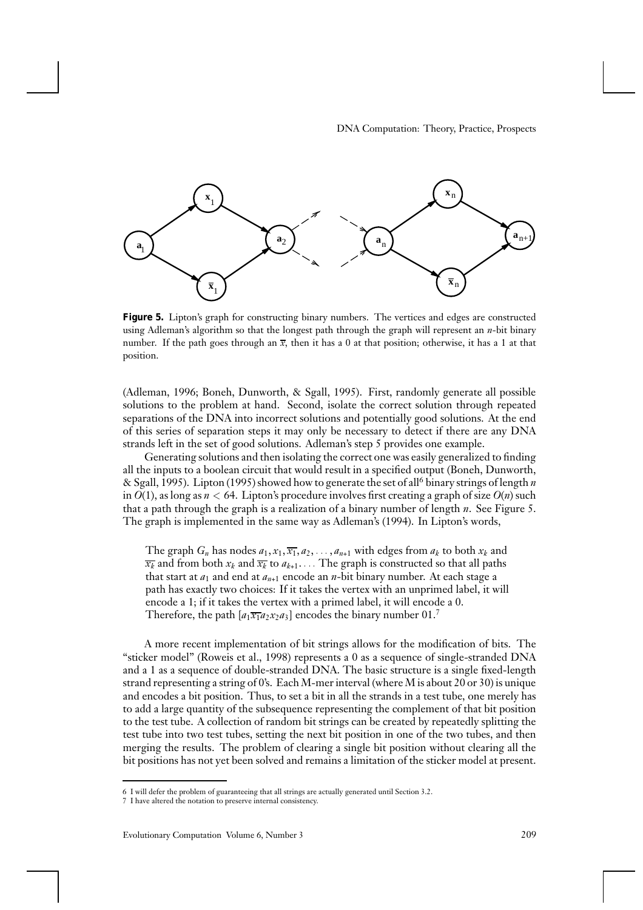**Figure 5.** Lipton's graph for constructing binary numbers. The vertices and edges are constructed using Adleman's algorithm so that the longest path through the graph will represent an $n$-bit binary number. If the path goes through an $\overline{x}$, then it has a 0 at that position; otherwise, it has a 1 at that position.

(Adleman, 1996; Boneh, Dunworth, & Sgall, 1995). First, randomly generate all possible solutions to the problem at hand. Second, isolate the correct solution through repeated separations of the DNA into incorrect solutions and potentially good solutions. At the end of this series of separation steps it may only be necessary to detect if there are any DNA strands left in the set of good solutions. Adleman's step 5 provides one example.

Generating solutions and then isolating the correct one was easily generalized to finding all the inputs to a boolean circuit that would result in a specified output (Boneh, Dunworth, & Sgall, 1995). Lipton (1995) showed how to generate the set of all[6] binary strings of length $n$ in $O(1)$, as long as $n < 64$. Lipton's procedure involves first creating a graph of size $O(n)$ such that a path through the graph is a realization of a binary number of length $n$. See Figure 5. The graph is implemented in the same way as Adleman's (1994). In Lipton's words,

> The graph $G_n$ has nodes $a_1, x_1, \overline{x_1}, a_2, \ldots, a_{n+1}$ with edges from $a_k$ to both $x_k$ and $\overline{x_k}$ and from both $x_k$ and $\overline{x_k}$ to $a_{k+1}$. ... The graph is constructed so that all paths that start at $a_1$ and end at $a_{n+1}$ encode an $n$-bit binary number. At each stage a path has exactly two choices: If it takes the vertex with an unprimed label, it will encode a 1; if it takes the vertex with a primed label, it will encode a 0. Therefore, the path $[a_1 \overline{x_1} a_2 x_2 a_3]$ encodes the binary number 01.[7]

A more recent implementation of bit strings allows for the modification of bits. The "sticker model" (Roweis et al., 1998) represents a 0 as a sequence of single-stranded DNA and a 1 as a sequence of double-stranded DNA. The basic structure is a single fixed-length strand representing a string of 0's. Each M-mer interval (where M is about 20 or 30) is unique and encodes a bit position. Thus, to set a bit in all the strands in a test tube, one merely has to add a large quantity of the subsequence representing the complement of that bit position to the test tube. A collection of random bit strings can be created by repeatedly splitting the test tube into two test tubes, setting the next bit position in one of the two tubes, and then merging the results. The problem of clearing a single bit position without clearing all the bit positions has not yet been solved and remains a limitation of the sticker model at present.

---

6 I will defer the problem of guaranteeing that all strings are actually generated until Section 3.2.

7 I have altered the notation to preserve internal consistency.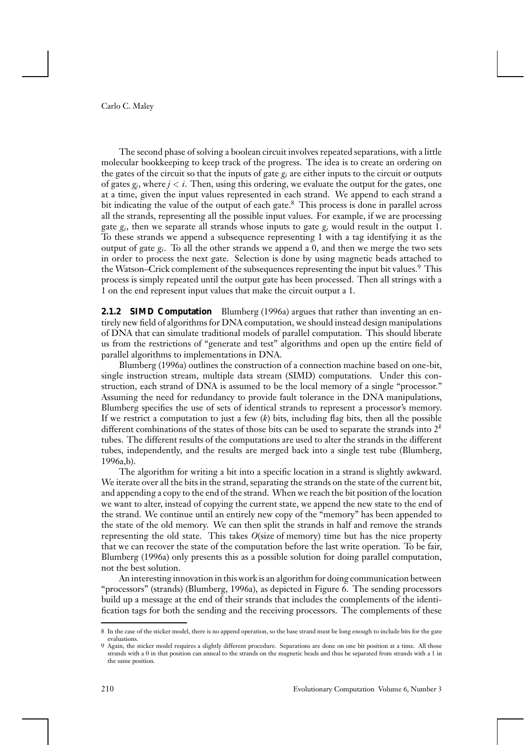The second phase of solving a boolean circuit involves repeated separations, with a little molecular bookkeeping to keep track of the progress. The idea is to create an ordering on the gates of the circuit so that the inputs of gate $g_i$ are either inputs to the circuit or outputs of gates $g_j$, where $j < i$. Then, using this ordering, we evaluate the output for the gates, one at a time, given the input values represented in each strand. We append to each strand a bit indicating the value of the output of each gate.[8] This process is done in parallel across all the strands, representing all the possible input values. For example, if we are processing gate $g_i$, then we separate all strands whose inputs to gate $g_i$ would result in the output 1. To these strands we append a subsequence representing 1 with a tag identifying it as the output of gate $g_i$. To all the other strands we append a 0, and then we merge the two sets in order to process the next gate. Selection is done by using magnetic beads attached to the Watson–Crick complement of the subsequences representing the input bit values.[9] This process is simply repeated until the output gate has been processed. Then all strings with a 1 on the end represent input values that make the circuit output a 1.

**2.1.2 SIMD Computation** Blumberg (1996a) argues that rather than inventing an entirely new field of algorithms for DNA computation, we should instead design manipulations of DNA that can simulate traditional models of parallel computation. This should liberate us from the restrictions of "generate and test" algorithms and open up the entire field of parallel algorithms to implementations in DNA.

Blumberg (1996a) outlines the construction of a connection machine based on one-bit, single instruction stream, multiple data stream (SIMD) computations. Under this construction, each strand of DNA is assumed to be the local memory of a single "processor." Assuming the need for redundancy to provide fault tolerance in the DNA manipulations, Blumberg specifies the use of sets of identical strands to represent a processor's memory. If we restrict a computation to just a few ($k$) bits, including flag bits, then all the possible different combinations of the states of those bits can be used to separate the strands into $2^k$ tubes. The different results of the computations are used to alter the strands in the different tubes, independently, and the results are merged back into a single test tube (Blumberg, 1996a,b).

The algorithm for writing a bit into a specific location in a strand is slightly awkward. We iterate over all the bits in the strand, separating the strands on the state of the current bit, and appending a copy to the end of the strand. When we reach the bit position of the location we want to alter, instead of copying the current state, we append the new state to the end of the strand. We continue until an entirely new copy of the "memory" has been appended to the state of the old memory. We can then split the strands in half and remove the strands representing the old state. This takes $O$(size of memory) time but has the nice property that we can recover the state of the computation before the last write operation. To be fair, Blumberg (1996a) only presents this as a possible solution for doing parallel computation, not the best solution.

An interesting innovation in this work is an algorithm for doing communication between "processors" (strands) (Blumberg, 1996a), as depicted in Figure 6. The sending processors build up a message at the end of their strands that includes the complements of the identification tags for both the sending and the receiving processors. The complements of these

[8] In the case of the sticker model, there is no append operation, so the base strand must be long enough to include bits for the gate evaluations.

[9] Again, the sticker model requires a slightly different procedure. Separations are done on one bit position at a time. All those strands with a 0 in that position can anneal to the strands on the magnetic beads and thus be separated from strands with a 1 in the same position.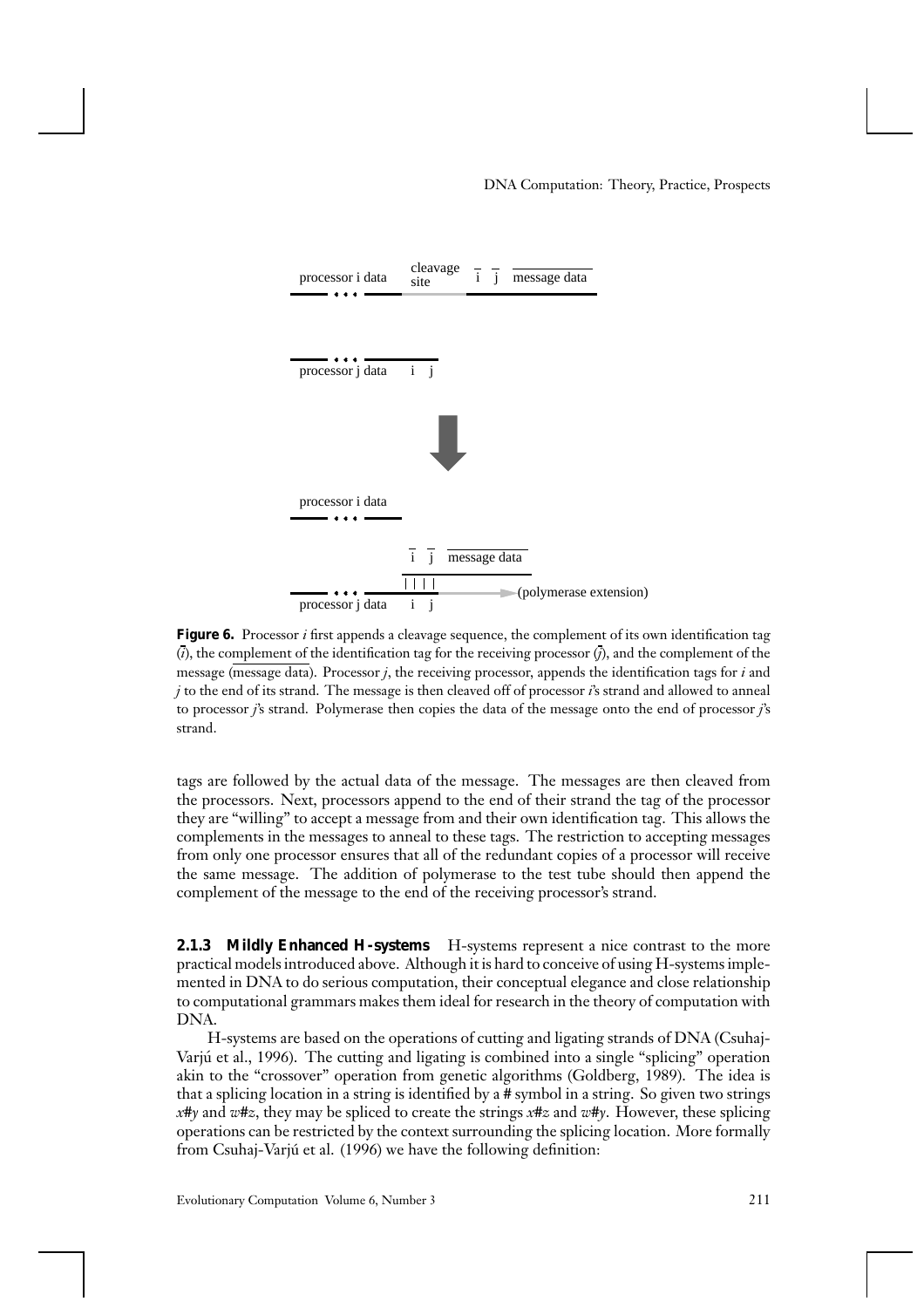**Figure 6.** Processor $i$ first appends a cleavage sequence, the complement of its own identification tag ($\bar{i}$), the complement of the identification tag for the receiving processor ($\bar{j}$), and the complement of the message ($\overline{\text{message data}}$). Processor $j$, the receiving processor, appends the identification tags for $i$ and $j$ to the end of its strand. The message is then cleaved off of processor $i$'s strand and allowed to anneal to processor $j$'s strand. Polymerase then copies the data of the message onto the end of processor $j$'s strand.

tags are followed by the actual data of the message. The messages are then cleaved from the processors. Next, processors append to the end of their strand the tag of the processor they are "willing" to accept a message from and their own identification tag. This allows the complements in the messages to anneal to these tags. The restriction to accepting messages from only one processor ensures that all of the redundant copies of a processor will receive the same message. The addition of polymerase to the test tube should then append the complement of the message to the end of the receiving processor's strand.

**2.1.3 Mildly Enhanced H-systems** H-systems represent a nice contrast to the more practical models introduced above. Although it is hard to conceive of using H-systems implemented in DNA to do serious computation, their conceptual elegance and close relationship to computational grammars makes them ideal for research in the theory of computation with DNA.

H-systems are based on the operations of cutting and ligating strands of DNA (Csuhaj-Varjú et al., 1996). The cutting and ligating is combined into a single "splicing" operation akin to the "crossover" operation from genetic algorithms (Goldberg, 1989). The idea is that a splicing location in a string is identified by a # symbol in a string. So given two strings $x\#y$ and $w\#z$, they may be spliced to create the strings $x\#z$ and $w\#y$. However, these splicing operations can be restricted by the context surrounding the splicing location. More formally from Csuhaj-Varjú et al. (1996) we have the following definition: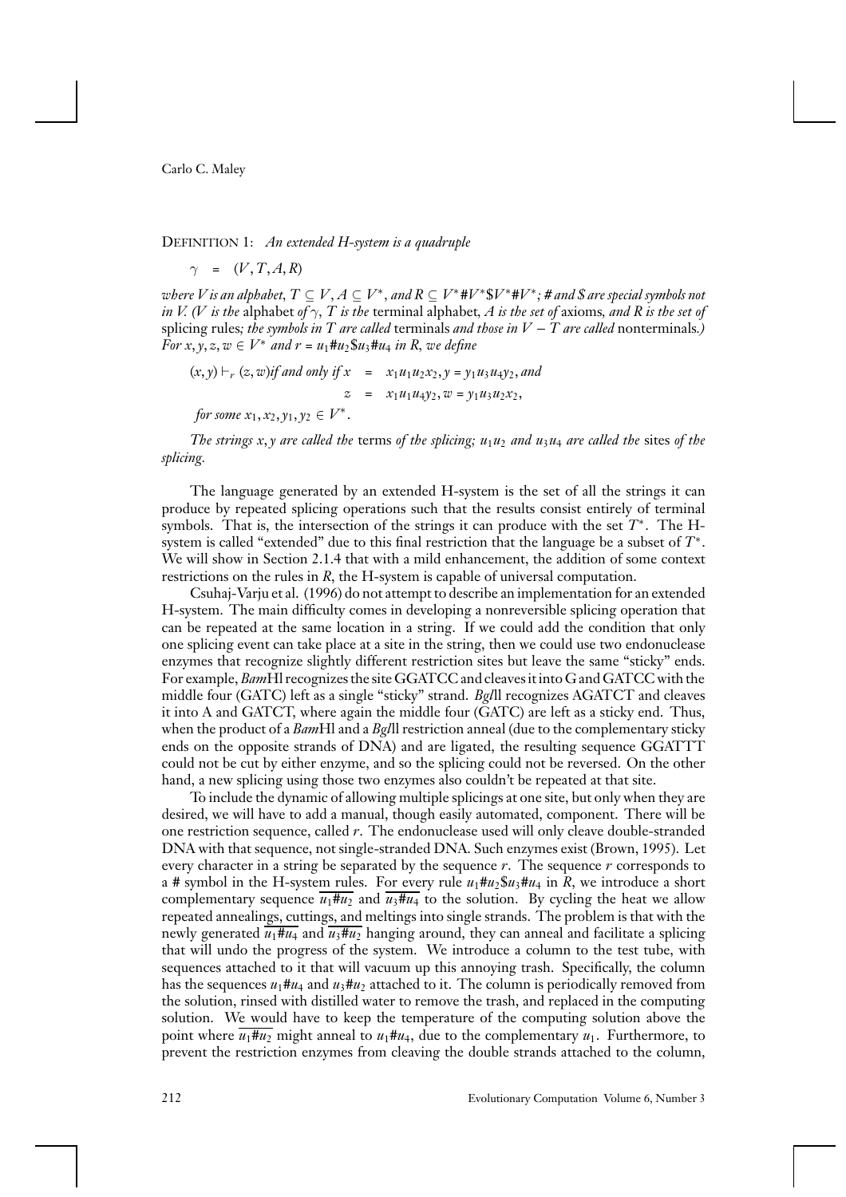DEFINITION 1: *An extended H-system is a quadruple*

$$\gamma = (V, T, A, R)$$

*where $V$ is an alphabet, $T \subseteq V$, $A \subseteq V^*$, and $R \subseteq V^*\#V^*\$V^*\#V^*$; # and \$ are special symbols not in $V$. ($V$ is the* alphabet *of $\gamma$, $T$ is the* terminal alphabet, *$A$ is the set of* axioms, *and $R$ is the set of* splicing rules; *the symbols in $T$ are called* terminals *and those in $V - T$ are called* nonterminals.*) For $x, y, z, w \in V^*$ and $r = u_1\#u_2\$u_3\#u_4$ in $R$, we define*

$$(x, y) \vdash_r (z, w) \text{ if and only if } x = x_1u_1u_2x_2, y = y_1u_3u_4y_2, \text{ and}$$
$$z = x_1u_1u_4y_2, w = y_1u_3u_2x_2,$$

*for some $x_1, x_2, y_1, y_2 \in V^*$.*

*The strings $x, y$ are called the* terms *of the splicing; $u_1u_2$ and $u_3u_4$ are called the* sites *of the splicing.*

The language generated by an extended H-system is the set of all the strings it can produce by repeated splicing operations such that the results consist entirely of terminal symbols. That is, the intersection of the strings it can produce with the set $T^*$. The H-system is called "extended" due to this final restriction that the language be a subset of $T^*$. We will show in Section 2.1.4 that with a mild enhancement, the addition of some context restrictions on the rules in $R$, the H-system is capable of universal computation.

Csuhaj-Varju et al. (1996) do not attempt to describe an implementation for an extended H-system. The main difficulty comes in developing a nonreversible splicing operation that can be repeated at the same location in a string. If we could add the condition that only one splicing event can take place at a site in the string, then we could use two endonuclease enzymes that recognize slightly different restriction sites but leave the same "sticky" ends. For example, *Bam*HI recognizes the site GGATCC and cleaves it into G and GATCC with the middle four (GATC) left as a single "sticky" strand. *Bgl*II recognizes AGATCT and cleaves it into A and GATCT, where again the middle four (GATC) are left as a sticky end. Thus, when the product of a *Bam*HI and a *Bgl*II restriction anneal (due to the complementary sticky ends on the opposite strands of DNA) and are ligated, the resulting sequence GGATTT could not be cut by either enzyme, and so the splicing could not be reversed. On the other hand, a new splicing using those two enzymes also couldn't be repeated at that site.

To include the dynamic of allowing multiple splicings at one site, but only when they are desired, we will have to add a manual, though easily automated, component. There will be one restriction sequence, called $r$. The endonuclease used will only cleave double-stranded DNA with that sequence, not single-stranded DNA. Such enzymes exist (Brown, 1995). Let every character in a string be separated by the sequence $r$. The sequence $r$ corresponds to a # symbol in the H-system rules. For every rule $u_1\#u_2\$u_3\#u_4$ in $R$, we introduce a short complementary sequence $\overline{u_1\#u_2}$ and $\overline{u_3\#u_4}$ to the solution. By cycling the heat we allow repeated annealings, cuttings, and meltings into single strands. The problem is that with the newly generated $\overline{u_1\#u_4}$ and $\overline{u_3\#u_2}$ hanging around, they can anneal and facilitate a splicing that will undo the progress of the system. We introduce a column to the test tube, with sequences attached to it that will vacuum up this annoying trash. Specifically, the column has the sequences $u_1\#u_4$ and $u_3\#u_2$ attached to it. The column is periodically removed from the solution, rinsed with distilled water to remove the trash, and replaced in the computing solution. We would have to keep the temperature of the computing solution above the point where $\overline{u_1\#u_2}$ might anneal to $u_1\#u_4$, due to the complementary $u_1$. Furthermore, to prevent the restriction enzymes from cleaving the double strands attached to the column,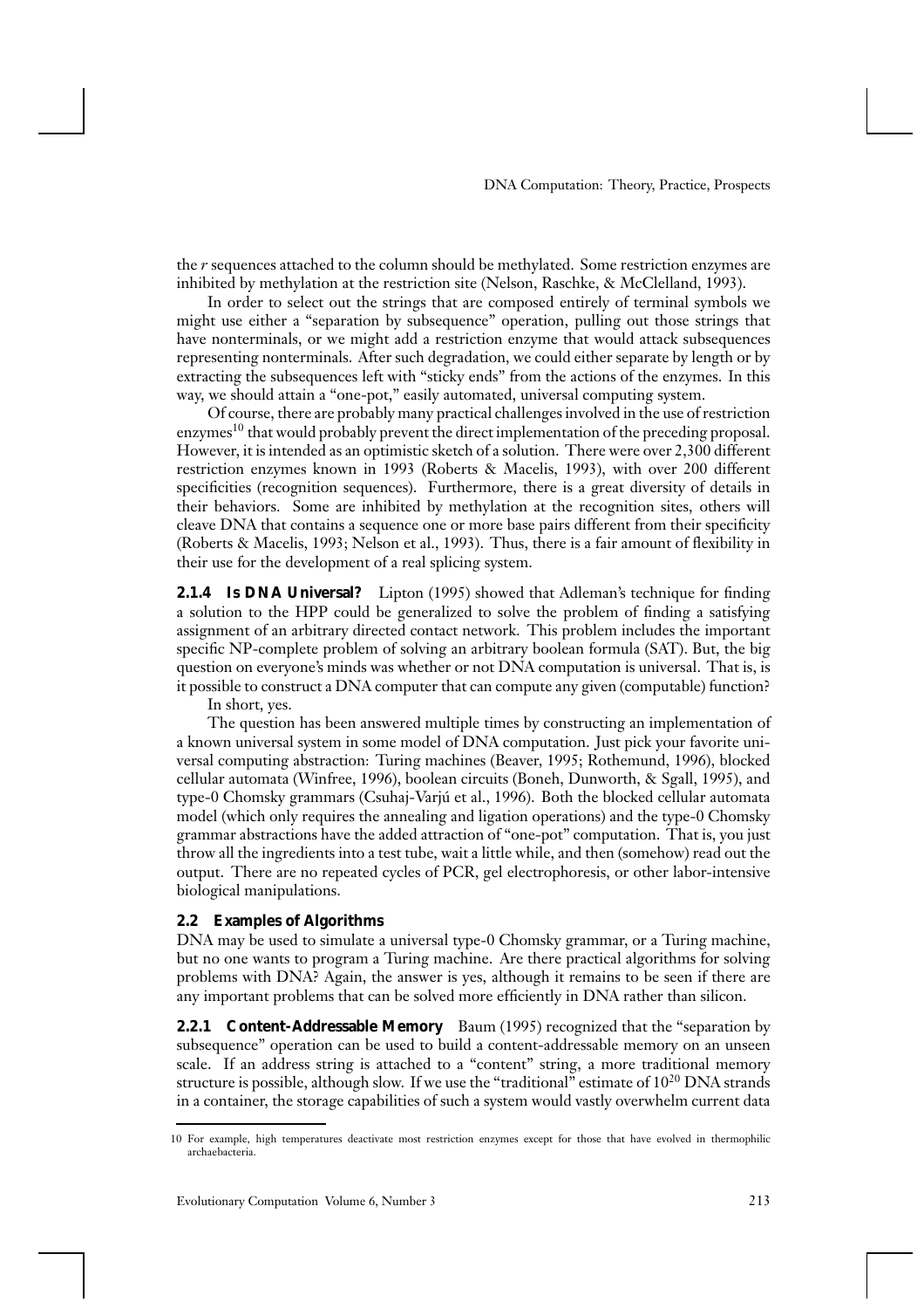the *r* sequences attached to the column should be methylated. Some restriction enzymes are inhibited by methylation at the restriction site (Nelson, Raschke, & McClelland, 1993).

In order to select out the strings that are composed entirely of terminal symbols we might use either a "separation by subsequence" operation, pulling out those strings that have nonterminals, or we might add a restriction enzyme that would attack subsequences representing nonterminals. After such degradation, we could either separate by length or by extracting the subsequences left with "sticky ends" from the actions of the enzymes. In this way, we should attain a "one-pot," easily automated, universal computing system.

Of course, there are probably many practical challenges involved in the use of restriction enzymes[10] that would probably prevent the direct implementation of the preceding proposal. However, it is intended as an optimistic sketch of a solution. There were over 2,300 different restriction enzymes known in 1993 (Roberts & Macelis, 1993), with over 200 different specificities (recognition sequences). Furthermore, there is a great diversity of details in their behaviors. Some are inhibited by methylation at the recognition sites, others will cleave DNA that contains a sequence one or more base pairs different from their specificity (Roberts & Macelis, 1993; Nelson et al., 1993). Thus, there is a fair amount of flexibility in their use for the development of a real splicing system.

#### 2.1.4 Is DNA Universal?

Lipton (1995) showed that Adleman's technique for finding a solution to the HPP could be generalized to solve the problem of finding a satisfying assignment of an arbitrary directed contact network. This problem includes the important specific NP-complete problem of solving an arbitrary boolean formula (SAT). But, the big question on everyone's minds was whether or not DNA computation is universal. That is, is it possible to construct a DNA computer that can compute any given (computable) function?

In short, yes.

The question has been answered multiple times by constructing an implementation of a known universal system in some model of DNA computation. Just pick your favorite universal computing abstraction: Turing machines (Beaver, 1995; Rothemund, 1996), blocked cellular automata (Winfree, 1996), boolean circuits (Boneh, Dunworth, & Sgall, 1995), and type-0 Chomsky grammars (Csuhaj-Varjú et al., 1996). Both the blocked cellular automata model (which only requires the annealing and ligation operations) and the type-0 Chomsky grammar abstractions have the added attraction of "one-pot" computation. That is, you just throw all the ingredients into a test tube, wait a little while, and then (somehow) read out the output. There are no repeated cycles of PCR, gel electrophoresis, or other labor-intensive biological manipulations.

### 2.2 Examples of Algorithms

DNA may be used to simulate a universal type-0 Chomsky grammar, or a Turing machine, but no one wants to program a Turing machine. Are there practical algorithms for solving problems with DNA? Again, the answer is yes, although it remains to be seen if there are any important problems that can be solved more efficiently in DNA rather than silicon.

#### 2.2.1 Content-Addressable Memory

Baum (1995) recognized that the "separation by subsequence" operation can be used to build a content-addressable memory on an unseen scale. If an address string is attached to a "content" string, a more traditional memory structure is possible, although slow. If we use the "traditional" estimate of $10^{20}$ DNA strands in a container, the storage capabilities of such a system would vastly overwhelm current data

---

[10] For example, high temperatures deactivate most restriction enzymes except for those that have evolved in thermophilic archaebacteria.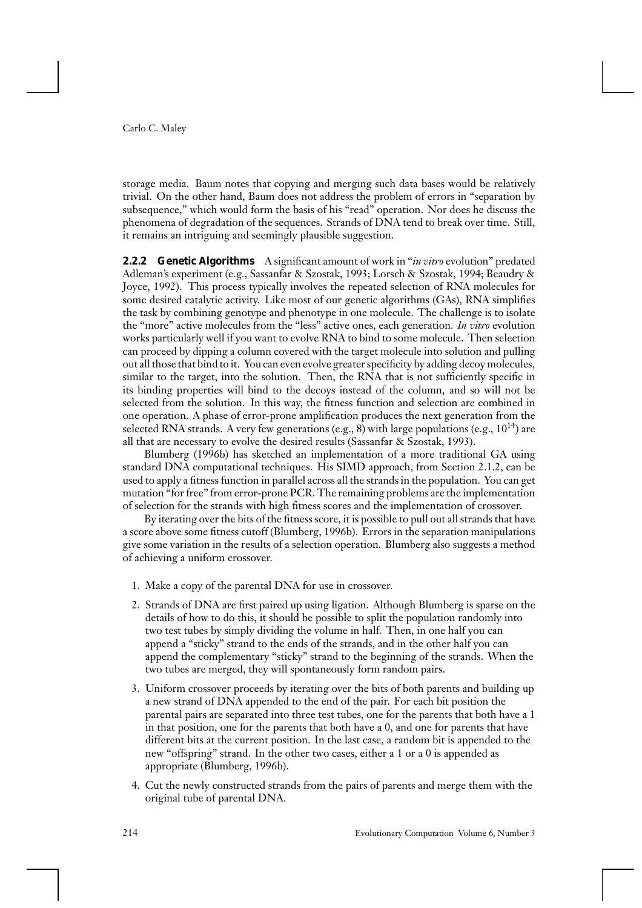storage media. Baum notes that copying and merging such data bases would be relatively trivial. On the other hand, Baum does not address the problem of errors in "separation by subsequence," which would form the basis of his "read" operation. Nor does he discuss the phenomena of degradation of the sequences. Strands of DNA tend to break over time. Still, it remains an intriguing and seemingly plausible suggestion.

**2.2.2 Genetic Algorithms** A significant amount of work in "*in vitro* evolution" predated Adleman's experiment (e.g., Sassanfar & Szostak, 1993; Lorsch & Szostak, 1994; Beaudry & Joyce, 1992). This process typically involves the repeated selection of RNA molecules for some desired catalytic activity. Like most of our genetic algorithms (GAs), RNA simplifies the task by combining genotype and phenotype in one molecule. The challenge is to isolate the "more" active molecules from the "less" active ones, each generation. *In vitro* evolution works particularly well if you want to evolve RNA to bind to some molecule. Then selection can proceed by dipping a column covered with the target molecule into solution and pulling out all those that bind to it. You can even evolve greater specificity by adding decoy molecules, similar to the target, into the solution. Then, the RNA that is not sufficiently specific in its binding properties will bind to the decoys instead of the column, and so will not be selected from the solution. In this way, the fitness function and selection are combined in one operation. A phase of error-prone amplification produces the next generation from the selected RNA strands. A very few generations (e.g., 8) with large populations (e.g., $10^{14}$) are all that are necessary to evolve the desired results (Sassanfar & Szostak, 1993).

Blumberg (1996b) has sketched an implementation of a more traditional GA using standard DNA computational techniques. His SIMD approach, from Section 2.1.2, can be used to apply a fitness function in parallel across all the strands in the population. You can get mutation "for free" from error-prone PCR. The remaining problems are the implementation of selection for the strands with high fitness scores and the implementation of crossover.

By iterating over the bits of the fitness score, it is possible to pull out all strands that have a score above some fitness cutoff (Blumberg, 1996b). Errors in the separation manipulations give some variation in the results of a selection operation. Blumberg also suggests a method of achieving a uniform crossover.

1. Make a copy of the parental DNA for use in crossover.
2. Strands of DNA are first paired up using ligation. Although Blumberg is sparse on the details of how to do this, it should be possible to split the population randomly into two test tubes by simply dividing the volume in half. Then, in one half you can append a "sticky" strand to the ends of the strands, and in the other half you can append the complementary "sticky" strand to the beginning of the strands. When the two tubes are merged, they will spontaneously form random pairs.
3. Uniform crossover proceeds by iterating over the bits of both parents and building up a new strand of DNA appended to the end of the pair. For each bit position the parental pairs are separated into three test tubes, one for the parents that both have a 1 in that position, one for the parents that both have a 0, and one for parents that have different bits at the current position. In the last case, a random bit is appended to the new "offspring" strand. In the other two cases, either a 1 or a 0 is appended as appropriate (Blumberg, 1996b).
4. Cut the newly constructed strands from the pairs of parents and merge them with the original tube of parental DNA.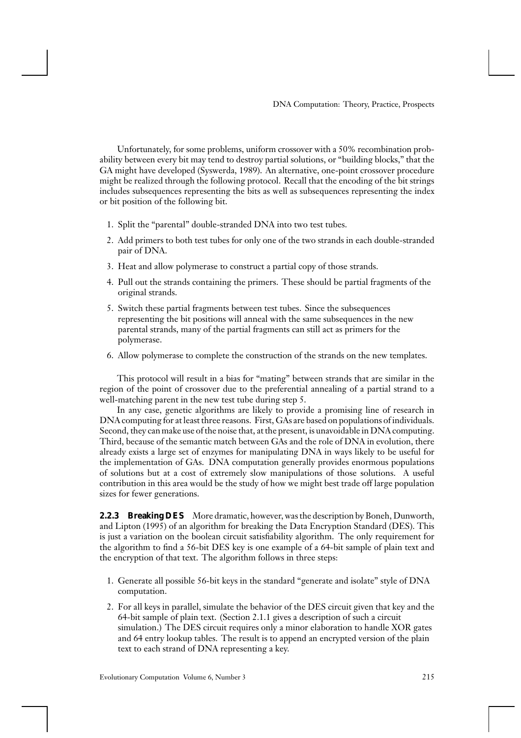Unfortunately, for some problems, uniform crossover with a 50% recombination probability between every bit may tend to destroy partial solutions, or "building blocks," that the GA might have developed (Syswerda, 1989). An alternative, one-point crossover procedure might be realized through the following protocol. Recall that the encoding of the bit strings includes subsequences representing the bits as well as subsequences representing the index or bit position of the following bit.

1. Split the "parental" double-stranded DNA into two test tubes.
2. Add primers to both test tubes for only one of the two strands in each double-stranded pair of DNA.
3. Heat and allow polymerase to construct a partial copy of those strands.
4. Pull out the strands containing the primers. These should be partial fragments of the original strands.
5. Switch these partial fragments between test tubes. Since the subsequences representing the bit positions will anneal with the same subsequences in the new parental strands, many of the partial fragments can still act as primers for the polymerase.
6. Allow polymerase to complete the construction of the strands on the new templates.

This protocol will result in a bias for "mating" between strands that are similar in the region of the point of crossover due to the preferential annealing of a partial strand to a well-matching parent in the new test tube during step 5.

In any case, genetic algorithms are likely to provide a promising line of research in DNA computing for at least three reasons. First, GAs are based on populations of individuals. Second, they can make use of the noise that, at the present, is unavoidable in DNA computing. Third, because of the semantic match between GAs and the role of DNA in evolution, there already exists a large set of enzymes for manipulating DNA in ways likely to be useful for the implementation of GAs. DNA computation generally provides enormous populations of solutions but at a cost of extremely slow manipulations of those solutions. A useful contribution in this area would be the study of how we might best trade off large population sizes for fewer generations.

**2.2.3 Breaking DES** More dramatic, however, was the description by Boneh, Dunworth, and Lipton (1995) of an algorithm for breaking the Data Encryption Standard (DES). This is just a variation on the boolean circuit satisfiability algorithm. The only requirement for the algorithm to find a 56-bit DES key is one example of a 64-bit sample of plain text and the encryption of that text. The algorithm follows in three steps:

1. Generate all possible 56-bit keys in the standard "generate and isolate" style of DNA computation.
2. For all keys in parallel, simulate the behavior of the DES circuit given that key and the 64-bit sample of plain text. (Section 2.1.1 gives a description of such a circuit simulation.) The DES circuit requires only a minor elaboration to handle XOR gates and 64 entry lookup tables. The result is to append an encrypted version of the plain text to each strand of DNA representing a key.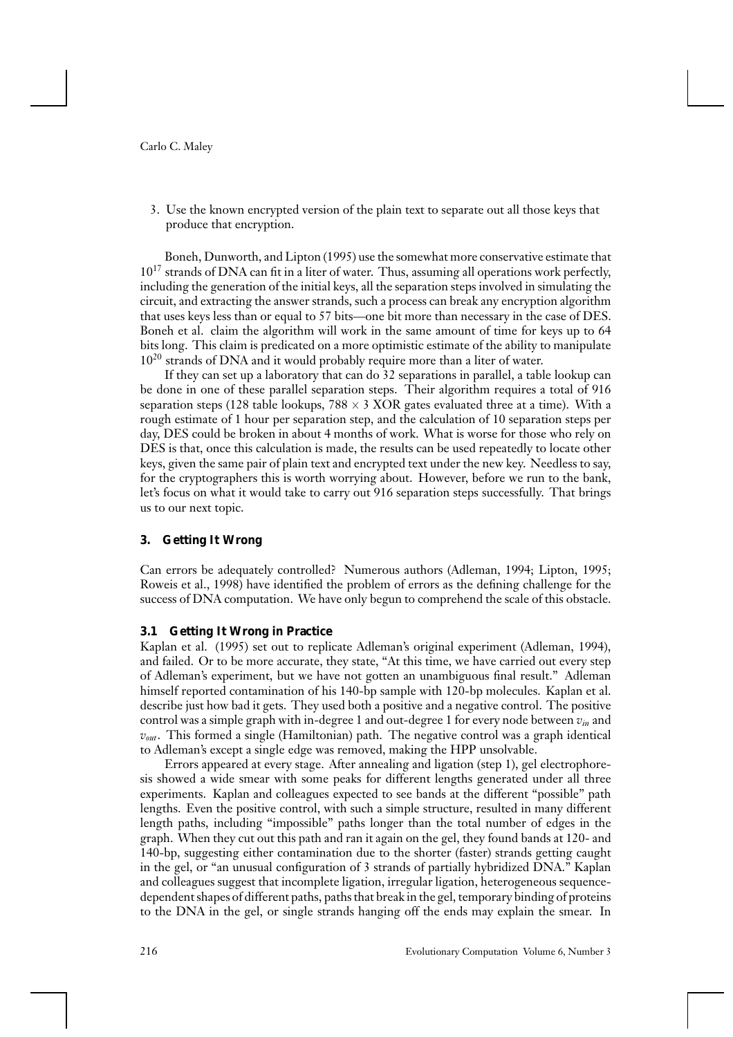3. Use the known encrypted version of the plain text to separate out all those keys that produce that encryption.

Boneh, Dunworth, and Lipton (1995) use the somewhat more conservative estimate that $10^{17}$ strands of DNA can fit in a liter of water. Thus, assuming all operations work perfectly, including the generation of the initial keys, all the separation steps involved in simulating the circuit, and extracting the answer strands, such a process can break any encryption algorithm that uses keys less than or equal to 57 bits—one bit more than necessary in the case of DES. Boneh et al. claim the algorithm will work in the same amount of time for keys up to 64 bits long. This claim is predicated on a more optimistic estimate of the ability to manipulate $10^{20}$ strands of DNA and it would probably require more than a liter of water.

If they can set up a laboratory that can do 32 separations in parallel, a table lookup can be done in one of these parallel separation steps. Their algorithm requires a total of 916 separation steps (128 table lookups, $788 \times 3$ XOR gates evaluated three at a time). With a rough estimate of 1 hour per separation step, and the calculation of 10 separation steps per day, DES could be broken in about 4 months of work. What is worse for those who rely on DES is that, once this calculation is made, the results can be used repeatedly to locate other keys, given the same pair of plain text and encrypted text under the new key. Needless to say, for the cryptographers this is worth worrying about. However, before we run to the bank, let's focus on what it would take to carry out 916 separation steps successfully. That brings us to our next topic.

## 3. Getting It Wrong

Can errors be adequately controlled? Numerous authors (Adleman, 1994; Lipton, 1995; Roweis et al., 1998) have identified the problem of errors as the defining challenge for the success of DNA computation. We have only begun to comprehend the scale of this obstacle.

### 3.1 Getting It Wrong in Practice

Kaplan et al. (1995) set out to replicate Adleman's original experiment (Adleman, 1994), and failed. Or to be more accurate, they state, "At this time, we have carried out every step of Adleman's experiment, but we have not gotten an unambiguous final result." Adleman himself reported contamination of his 140-bp sample with 120-bp molecules. Kaplan et al. describe just how bad it gets. They used both a positive and a negative control. The positive control was a simple graph with in-degree 1 and out-degree 1 for every node between $v_{in}$ and $v_{out}$. This formed a single (Hamiltonian) path. The negative control was a graph identical to Adleman's except a single edge was removed, making the HPP unsolvable.

Errors appeared at every stage. After annealing and ligation (step 1), gel electrophoresis showed a wide smear with some peaks for different lengths generated under all three experiments. Kaplan and colleagues expected to see bands at the different "possible" path lengths. Even the positive control, with such a simple structure, resulted in many different length paths, including "impossible" paths longer than the total number of edges in the graph. When they cut out this path and ran it again on the gel, they found bands at 120- and 140-bp, suggesting either contamination due to the shorter (faster) strands getting caught in the gel, or "an unusual configuration of 3 strands of partially hybridized DNA." Kaplan and colleagues suggest that incomplete ligation, irregular ligation, heterogeneous sequence-dependent shapes of different paths, paths that break in the gel, temporary binding of proteins to the DNA in the gel, or single strands hanging off the ends may explain the smear. In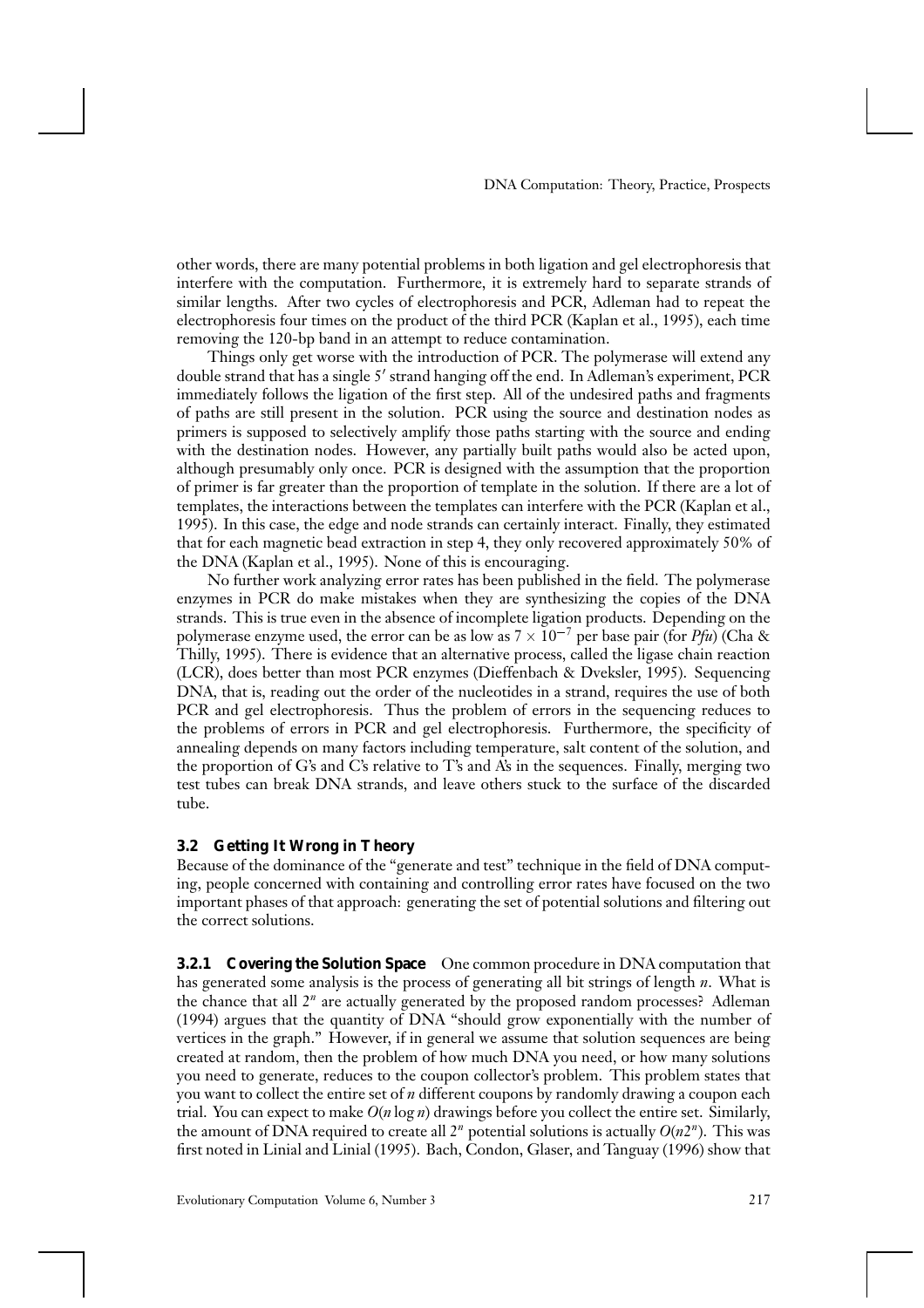other words, there are many potential problems in both ligation and gel electrophoresis that interfere with the computation. Furthermore, it is extremely hard to separate strands of similar lengths. After two cycles of electrophoresis and PCR, Adleman had to repeat the electrophoresis four times on the product of the third PCR (Kaplan et al., 1995), each time removing the 120-bp band in an attempt to reduce contamination.

Things only get worse with the introduction of PCR. The polymerase will extend any double strand that has a single 5′ strand hanging off the end. In Adleman's experiment, PCR immediately follows the ligation of the first step. All of the undesired paths and fragments of paths are still present in the solution. PCR using the source and destination nodes as primers is supposed to selectively amplify those paths starting with the source and ending with the destination nodes. However, any partially built paths would also be acted upon, although presumably only once. PCR is designed with the assumption that the proportion of primer is far greater than the proportion of template in the solution. If there are a lot of templates, the interactions between the templates can interfere with the PCR (Kaplan et al., 1995). In this case, the edge and node strands can certainly interact. Finally, they estimated that for each magnetic bead extraction in step 4, they only recovered approximately 50% of the DNA (Kaplan et al., 1995). None of this is encouraging.

No further work analyzing error rates has been published in the field. The polymerase enzymes in PCR do make mistakes when they are synthesizing the copies of the DNA strands. This is true even in the absence of incomplete ligation products. Depending on the polymerase enzyme used, the error can be as low as $7 \times 10^{-7}$ per base pair (for *Pfu*) (Cha & Thilly, 1995). There is evidence that an alternative process, called the ligase chain reaction (LCR), does better than most PCR enzymes (Dieffenbach & Dveksler, 1995). Sequencing DNA, that is, reading out the order of the nucleotides in a strand, requires the use of both PCR and gel electrophoresis. Thus the problem of errors in the sequencing reduces to the problems of errors in PCR and gel electrophoresis. Furthermore, the specificity of annealing depends on many factors including temperature, salt content of the solution, and the proportion of G's and C's relative to T's and A's in the sequences. Finally, merging two test tubes can break DNA strands, and leave others stuck to the surface of the discarded tube.

### 3.2 Getting It Wrong in Theory

Because of the dominance of the "generate and test" technique in the field of DNA computing, people concerned with containing and controlling error rates have focused on the two important phases of that approach: generating the set of potential solutions and filtering out the correct solutions.

**3.2.1 Covering the Solution Space** One common procedure in DNA computation that has generated some analysis is the process of generating all bit strings of length $n$. What is the chance that all $2^n$ are actually generated by the proposed random processes? Adleman (1994) argues that the quantity of DNA "should grow exponentially with the number of vertices in the graph." However, if in general we assume that solution sequences are being created at random, then the problem of how much DNA you need, or how many solutions you need to generate, reduces to the coupon collector's problem. This problem states that you want to collect the entire set of $n$ different coupons by randomly drawing a coupon each trial. You can expect to make $O(n \log n)$ drawings before you collect the entire set. Similarly, the amount of DNA required to create all $2^n$ potential solutions is actually $O(n2^n)$. This was first noted in Linial and Linial (1995). Bach, Condon, Glaser, and Tanguay (1996) show that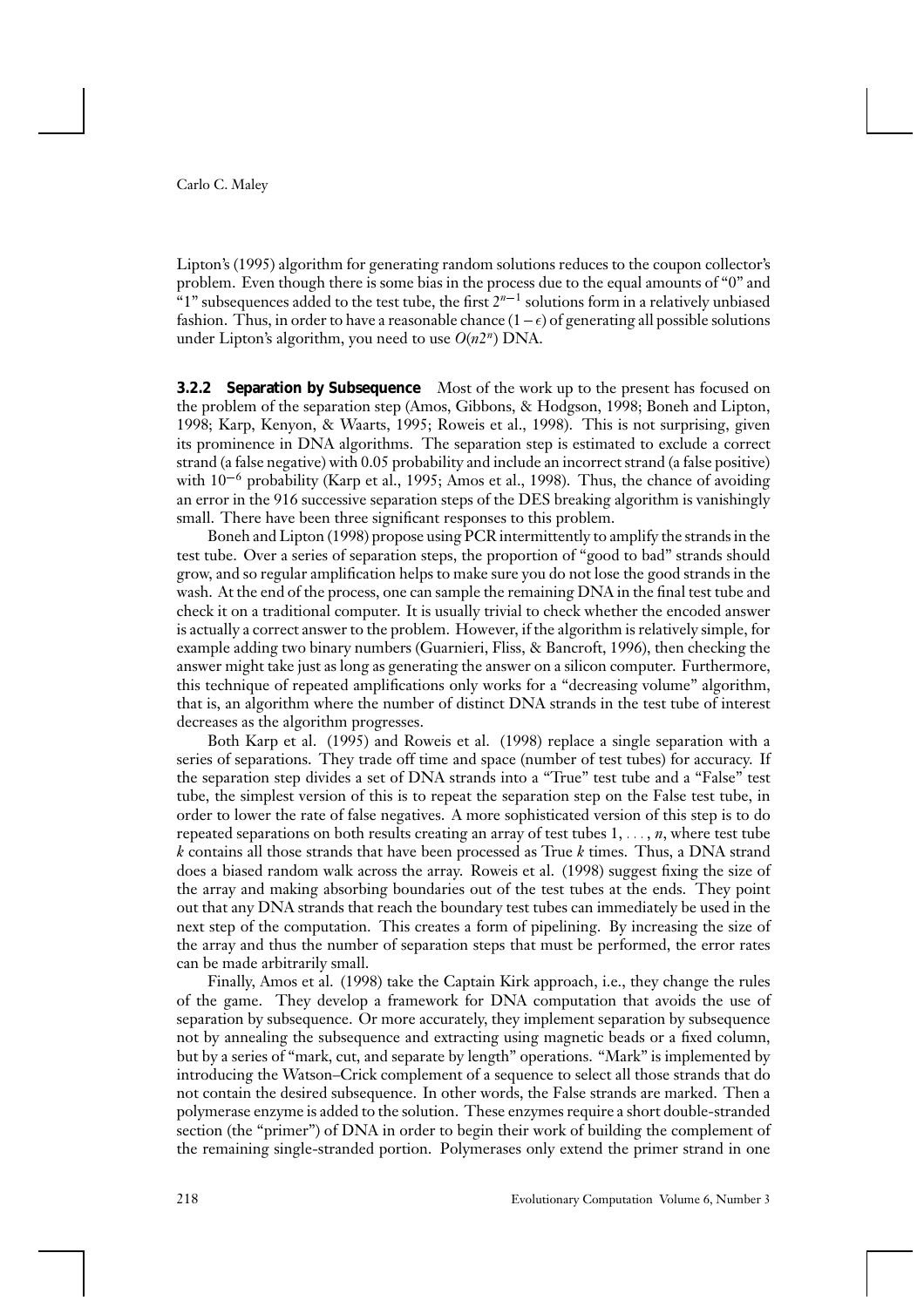Lipton's (1995) algorithm for generating random solutions reduces to the coupon collector's problem. Even though there is some bias in the process due to the equal amounts of "0" and "1" subsequences added to the test tube, the first $2^{n-1}$ solutions form in a relatively unbiased fashion. Thus, in order to have a reasonable chance $(1 - \epsilon)$ of generating all possible solutions under Lipton's algorithm, you need to use $O(n2^n)$ DNA.

### 3.2.2 Separation by Subsequence

Most of the work up to the present has focused on the problem of the separation step (Amos, Gibbons, & Hodgson, 1998; Boneh and Lipton, 1998; Karp, Kenyon, & Waarts, 1995; Roweis et al., 1998). This is not surprising, given its prominence in DNA algorithms. The separation step is estimated to exclude a correct strand (a false negative) with 0.05 probability and include an incorrect strand (a false positive) with $10^{-6}$ probability (Karp et al., 1995; Amos et al., 1998). Thus, the chance of avoiding an error in the 916 successive separation steps of the DES breaking algorithm is vanishingly small. There have been three significant responses to this problem.

Boneh and Lipton (1998) propose using PCR intermittently to amplify the strands in the test tube. Over a series of separation steps, the proportion of "good to bad" strands should grow, and so regular amplification helps to make sure you do not lose the good strands in the wash. At the end of the process, one can sample the remaining DNA in the final test tube and check it on a traditional computer. It is usually trivial to check whether the encoded answer is actually a correct answer to the problem. However, if the algorithm is relatively simple, for example adding two binary numbers (Guarnieri, Fliss, & Bancroft, 1996), then checking the answer might take just as long as generating the answer on a silicon computer. Furthermore, this technique of repeated amplifications only works for a "decreasing volume" algorithm, that is, an algorithm where the number of distinct DNA strands in the test tube of interest decreases as the algorithm progresses.

Both Karp et al. (1995) and Roweis et al. (1998) replace a single separation with a series of separations. They trade off time and space (number of test tubes) for accuracy. If the separation step divides a set of DNA strands into a "True" test tube and a "False" test tube, the simplest version of this is to repeat the separation step on the False test tube, in order to lower the rate of false negatives. A more sophisticated version of this step is to do repeated separations on both results creating an array of test tubes $1, \ldots, n$, where test tube $k$ contains all those strands that have been processed as True $k$ times. Thus, a DNA strand does a biased random walk across the array. Roweis et al. (1998) suggest fixing the size of the array and making absorbing boundaries out of the test tubes at the ends. They point out that any DNA strands that reach the boundary test tubes can immediately be used in the next step of the computation. This creates a form of pipelining. By increasing the size of the array and thus the number of separation steps that must be performed, the error rates can be made arbitrarily small.

Finally, Amos et al. (1998) take the Captain Kirk approach, i.e., they change the rules of the game. They develop a framework for DNA computation that avoids the use of separation by subsequence. Or more accurately, they implement separation by subsequence not by annealing the subsequence and extracting using magnetic beads or a fixed column, but by a series of "mark, cut, and separate by length" operations. "Mark" is implemented by introducing the Watson–Crick complement of a sequence to select all those strands that do not contain the desired subsequence. In other words, the False strands are marked. Then a polymerase enzyme is added to the solution. These enzymes require a short double-stranded section (the "primer") of DNA in order to begin their work of building the complement of the remaining single-stranded portion. Polymerases only extend the primer strand in one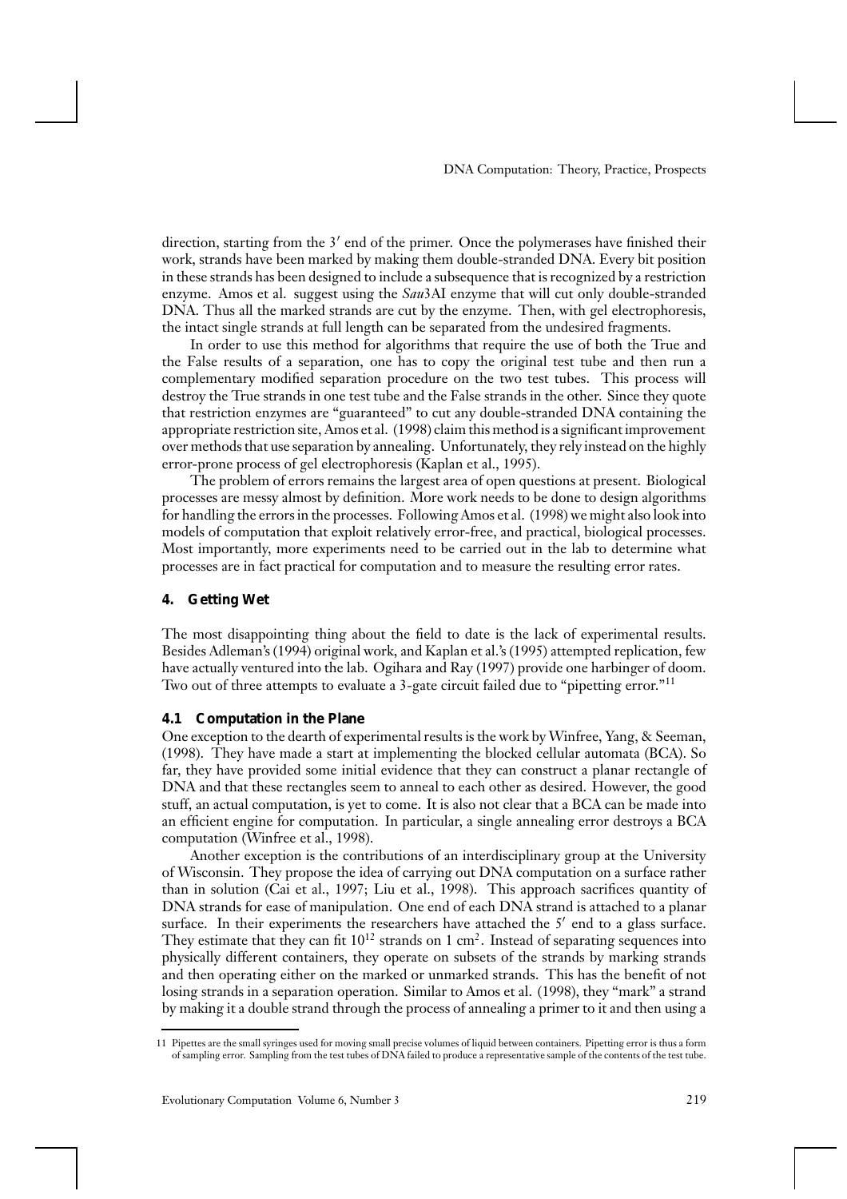direction, starting from the 3′ end of the primer. Once the polymerases have finished their work, strands have been marked by making them double-stranded DNA. Every bit position in these strands has been designed to include a subsequence that is recognized by a restriction enzyme. Amos et al. suggest using the *Sau*3AI enzyme that will cut only double-stranded DNA. Thus all the marked strands are cut by the enzyme. Then, with gel electrophoresis, the intact single strands at full length can be separated from the undesired fragments.

In order to use this method for algorithms that require the use of both the True and the False results of a separation, one has to copy the original test tube and then run a complementary modified separation procedure on the two test tubes. This process will destroy the True strands in one test tube and the False strands in the other. Since they quote that restriction enzymes are "guaranteed" to cut any double-stranded DNA containing the appropriate restriction site, Amos et al. (1998) claim this method is a significant improvement over methods that use separation by annealing. Unfortunately, they rely instead on the highly error-prone process of gel electrophoresis (Kaplan et al., 1995).

The problem of errors remains the largest area of open questions at present. Biological processes are messy almost by definition. More work needs to be done to design algorithms for handling the errors in the processes. Following Amos et al. (1998) we might also look into models of computation that exploit relatively error-free, and practical, biological processes. Most importantly, more experiments need to be carried out in the lab to determine what processes are in fact practical for computation and to measure the resulting error rates.

## 4. Getting Wet

The most disappointing thing about the field to date is the lack of experimental results. Besides Adleman's (1994) original work, and Kaplan et al.'s (1995) attempted replication, few have actually ventured into the lab. Ogihara and Ray (1997) provide one harbinger of doom. Two out of three attempts to evaluate a 3-gate circuit failed due to "pipetting error."[11]

### 4.1 Computation in the Plane

One exception to the dearth of experimental results is the work by Winfree, Yang, & Seeman, (1998). They have made a start at implementing the blocked cellular automata (BCA). So far, they have provided some initial evidence that they can construct a planar rectangle of DNA and that these rectangles seem to anneal to each other as desired. However, the good stuff, an actual computation, is yet to come. It is also not clear that a BCA can be made into an efficient engine for computation. In particular, a single annealing error destroys a BCA computation (Winfree et al., 1998).

Another exception is the contributions of an interdisciplinary group at the University of Wisconsin. They propose the idea of carrying out DNA computation on a surface rather than in solution (Cai et al., 1997; Liu et al., 1998). This approach sacrifices quantity of DNA strands for ease of manipulation. One end of each DNA strand is attached to a planar surface. In their experiments the researchers have attached the 5′ end to a glass surface. They estimate that they can fit $10^{12}$ strands on 1 cm$^2$. Instead of separating sequences into physically different containers, they operate on subsets of the strands by marking strands and then operating either on the marked or unmarked strands. This has the benefit of not losing strands in a separation operation. Similar to Amos et al. (1998), they "mark" a strand by making it a double strand through the process of annealing a primer to it and then using a

[11] Pipettes are the small syringes used for moving small precise volumes of liquid between containers. Pipetting error is thus a form of sampling error. Sampling from the test tubes of DNA failed to produce a representative sample of the contents of the test tube.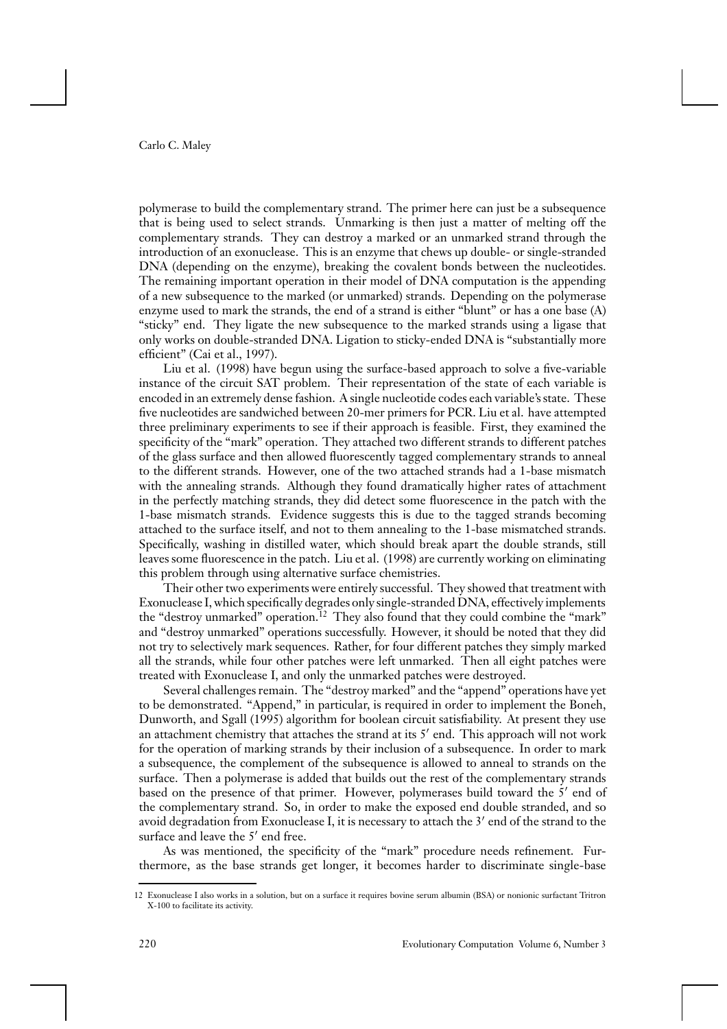polymerase to build the complementary strand. The primer here can just be a subsequence that is being used to select strands. Unmarking is then just a matter of melting off the complementary strands. They can destroy a marked or an unmarked strand through the introduction of an exonuclease. This is an enzyme that chews up double- or single-stranded DNA (depending on the enzyme), breaking the covalent bonds between the nucleotides. The remaining important operation in their model of DNA computation is the appending of a new subsequence to the marked (or unmarked) strands. Depending on the polymerase enzyme used to mark the strands, the end of a strand is either "blunt" or has a one base (A) "sticky" end. They ligate the new subsequence to the marked strands using a ligase that only works on double-stranded DNA. Ligation to sticky-ended DNA is "substantially more efficient" (Cai et al., 1997).

Liu et al. (1998) have begun using the surface-based approach to solve a five-variable instance of the circuit SAT problem. Their representation of the state of each variable is encoded in an extremely dense fashion. A single nucleotide codes each variable's state. These five nucleotides are sandwiched between 20-mer primers for PCR. Liu et al. have attempted three preliminary experiments to see if their approach is feasible. First, they examined the specificity of the "mark" operation. They attached two different strands to different patches of the glass surface and then allowed fluorescently tagged complementary strands to anneal to the different strands. However, one of the two attached strands had a 1-base mismatch with the annealing strands. Although they found dramatically higher rates of attachment in the perfectly matching strands, they did detect some fluorescence in the patch with the 1-base mismatch strands. Evidence suggests this is due to the tagged strands becoming attached to the surface itself, and not to them annealing to the 1-base mismatched strands. Specifically, washing in distilled water, which should break apart the double strands, still leaves some fluorescence in the patch. Liu et al. (1998) are currently working on eliminating this problem through using alternative surface chemistries.

Their other two experiments were entirely successful. They showed that treatment with Exonuclease I, which specifically degrades only single-stranded DNA, effectively implements the "destroy unmarked" operation.[12] They also found that they could combine the "mark" and "destroy unmarked" operations successfully. However, it should be noted that they did not try to selectively mark sequences. Rather, for four different patches they simply marked all the strands, while four other patches were left unmarked. Then all eight patches were treated with Exonuclease I, and only the unmarked patches were destroyed.

Several challenges remain. The "destroy marked" and the "append" operations have yet to be demonstrated. "Append," in particular, is required in order to implement the Boneh, Dunworth, and Sgall (1995) algorithm for boolean circuit satisfiability. At present they use an attachment chemistry that attaches the strand at its 5′ end. This approach will not work for the operation of marking strands by their inclusion of a subsequence. In order to mark a subsequence, the complement of the subsequence is allowed to anneal to strands on the surface. Then a polymerase is added that builds out the rest of the complementary strands based on the presence of that primer. However, polymerases build toward the 5′ end of the complementary strand. So, in order to make the exposed end double stranded, and so avoid degradation from Exonuclease I, it is necessary to attach the 3′ end of the strand to the surface and leave the 5′ end free.

As was mentioned, the specificity of the "mark" procedure needs refinement. Furthermore, as the base strands get longer, it becomes harder to discriminate single-base

---

12 Exonuclease I also works in a solution, but on a surface it requires bovine serum albumin (BSA) or nonionic surfactant Tritron X-100 to facilitate its activity.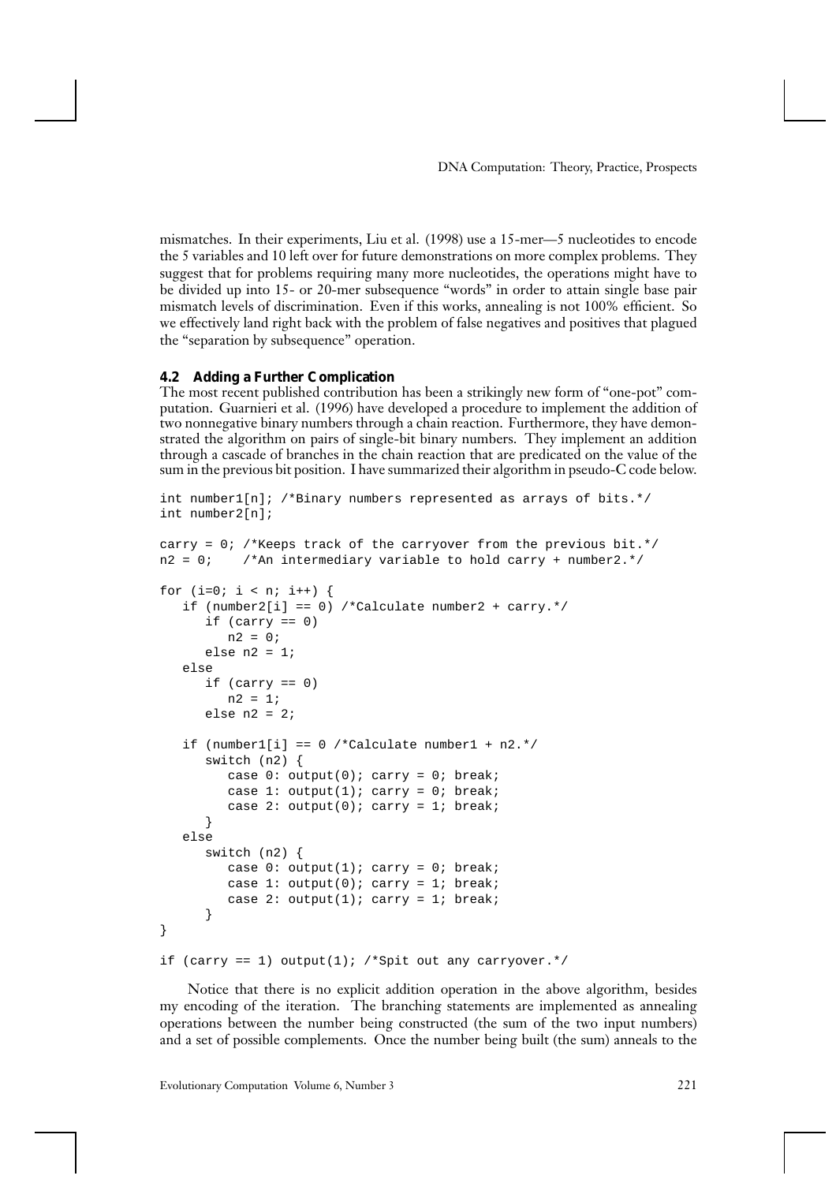mismatches. In their experiments, Liu et al. (1998) use a 15-mer—5 nucleotides to encode the 5 variables and 10 left over for future demonstrations on more complex problems. They suggest that for problems requiring many more nucleotides, the operations might have to be divided up into 15- or 20-mer subsequence "words" in order to attain single base pair mismatch levels of discrimination. Even if this works, annealing is not 100% efficient. So we effectively land right back with the problem of false negatives and positives that plagued the "separation by subsequence" operation.

### 4.2 Adding a Further Complication

The most recent published contribution has been a strikingly new form of "one-pot" computation. Guarnieri et al. (1996) have developed a procedure to implement the addition of two nonnegative binary numbers through a chain reaction. Furthermore, they have demonstrated the algorithm on pairs of single-bit binary numbers. They implement an addition through a cascade of branches in the chain reaction that are predicated on the value of the sum in the previous bit position. I have summarized their algorithm in pseudo-C code below.

```
int number1[n]; /*Binary numbers represented as arrays of bits.*/
int number2[n];

carry = 0; /*Keeps track of the carryover from the previous bit.*/
n2 = 0;    /*An intermediary variable to hold carry + number2.*/

for (i=0; i < n; i++) {
   if (number2[i] == 0) /*Calculate number2 + carry.*/
      if (carry == 0)
         n2 = 0;
      else n2 = 1;
   else
      if (carry == 0)
         n2 = 1;
      else n2 = 2;

   if (number1[i] == 0 /*Calculate number1 + n2.*/
      switch (n2) {
         case 0: output(0); carry = 0; break;
         case 1: output(1); carry = 0; break;
         case 2: output(0); carry = 1; break;
      }
   else
      switch (n2) {
         case 0: output(1); carry = 0; break;
         case 1: output(0); carry = 1; break;
         case 2: output(1); carry = 1; break;
      }
}

if (carry == 1) output(1); /*Spit out any carryover.*/
```

Notice that there is no explicit addition operation in the above algorithm, besides my encoding of the iteration. The branching statements are implemented as annealing operations between the number being constructed (the sum of the two input numbers) and a set of possible complements. Once the number being built (the sum) anneals to the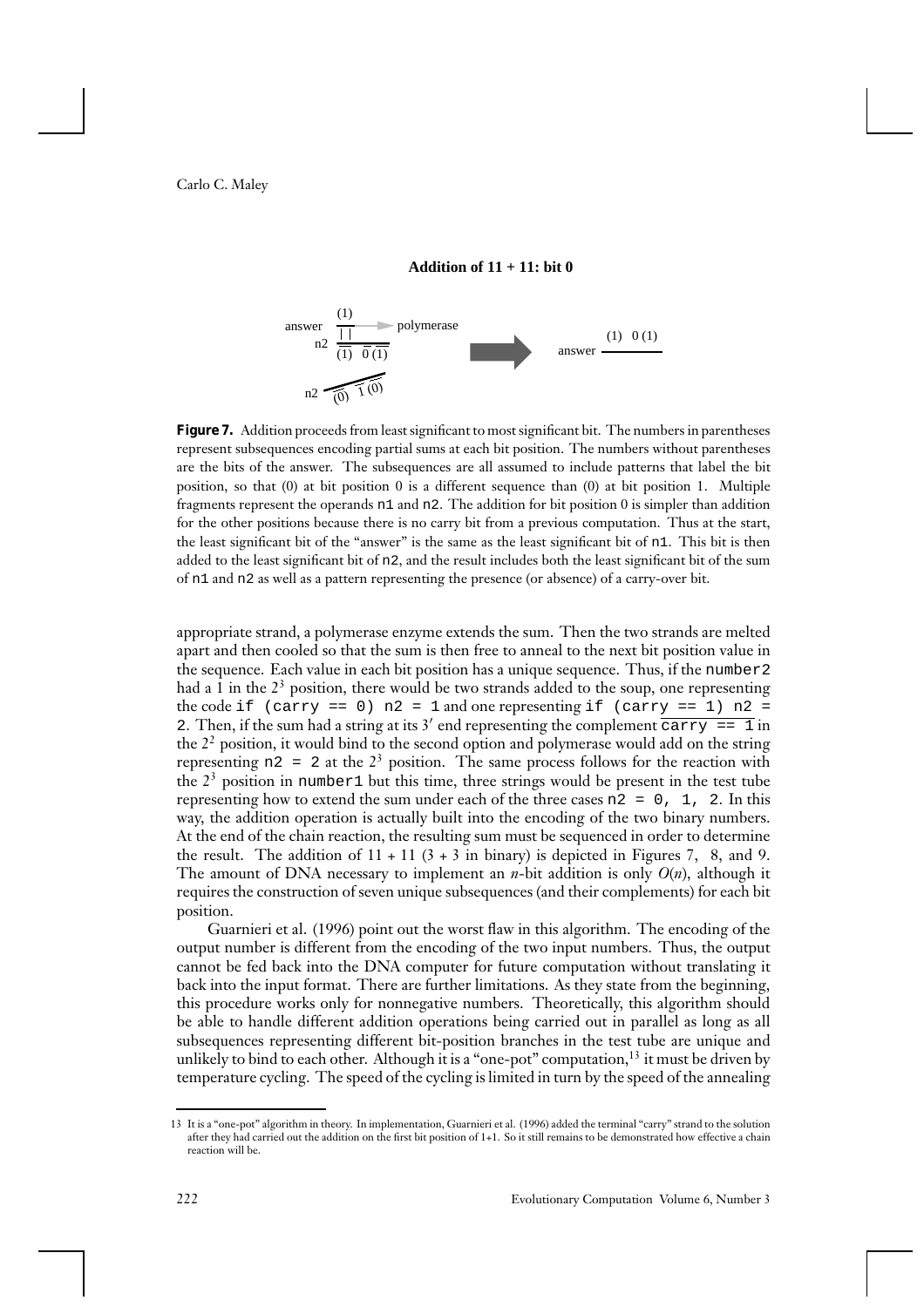**Addition of 11 + 11: bit 0**

**Figure 7.** Addition proceeds from least significant to most significant bit. The numbers in parentheses represent subsequences encoding partial sums at each bit position. The numbers without parentheses are the bits of the answer. The subsequences are all assumed to include patterns that label the bit position, so that (0) at bit position 0 is a different sequence than (0) at bit position 1. Multiple fragments represent the operands `n1` and `n2`. The addition for bit position 0 is simpler than addition for the other positions because there is no carry bit from a previous computation. Thus at the start, the least significant bit of the "answer" is the same as the least significant bit of `n1`. This bit is then added to the least significant bit of `n2`, and the result includes both the least significant bit of the sum of `n1` and `n2` as well as a pattern representing the presence (or absence) of a carry-over bit.

appropriate strand, a polymerase enzyme extends the sum. Then the two strands are melted apart and then cooled so that the sum is then free to anneal to the next bit position value in the sequence. Each value in each bit position has a unique sequence. Thus, if the `number2` had a 1 in the $2^3$ position, there would be two strands added to the soup, one representing the code `if (carry == 0) n2 = 1` and one representing `if (carry == 1) n2 = 2`. Then, if the sum had a string at its 3′ end representing the complement $\overline{\texttt{carry == 1}}$ in the $2^2$ position, it would bind to the second option and polymerase would add on the string representing `n2 = 2` at the $2^3$ position. The same process follows for the reaction with the $2^3$ position in `number1` but this time, three strings would be present in the test tube representing how to extend the sum under each of the three cases `n2 = 0, 1, 2`. In this way, the addition operation is actually built into the encoding of the two binary numbers. At the end of the chain reaction, the resulting sum must be sequenced in order to determine the result. The addition of 11 + 11 (3 + 3 in binary) is depicted in Figures 7, 8, and 9. The amount of DNA necessary to implement an $n$-bit addition is only $O(n)$, although it requires the construction of seven unique subsequences (and their complements) for each bit position.

Guarnieri et al. (1996) point out the worst flaw in this algorithm. The encoding of the output number is different from the encoding of the two input numbers. Thus, the output cannot be fed back into the DNA computer for future computation without translating it back into the input format. There are further limitations. As they state from the beginning, this procedure works only for nonnegative numbers. Theoretically, this algorithm should be able to handle different addition operations being carried out in parallel as long as all subsequences representing different bit-position branches in the test tube are unique and unlikely to bind to each other. Although it is a "one-pot" computation,[13] it must be driven by temperature cycling. The speed of the cycling is limited in turn by the speed of the annealing

[13] It is a "one-pot" algorithm in theory. In implementation, Guarnieri et al. (1996) added the terminal "carry" strand to the solution after they had carried out the addition on the first bit position of 1+1. So it still remains to be demonstrated how effective a chain reaction will be.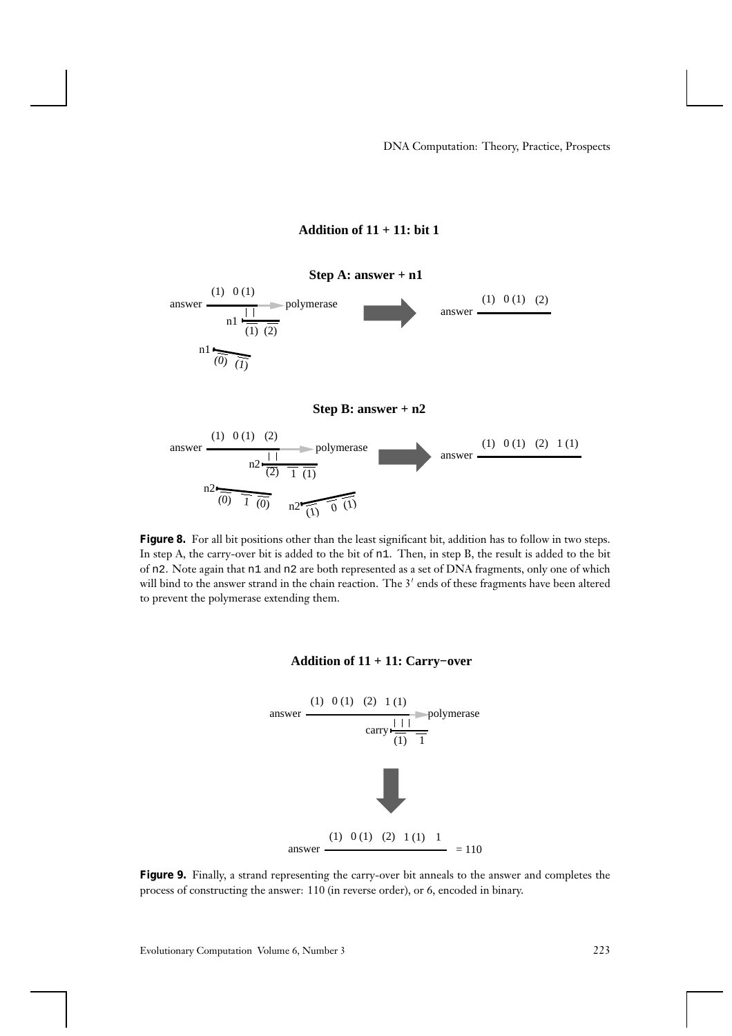**Addition of 11 + 11: bit 1**

**Step A: answer + n1**

**Step B: answer + n2**

**Figure 8.** For all bit positions other than the least significant bit, addition has to follow in two steps. In step A, the carry-over bit is added to the bit of n1. Then, in step B, the result is added to the bit of n2. Note again that n1 and n2 are both represented as a set of DNA fragments, only one of which will bind to the answer strand in the chain reaction. The $3'$ ends of these fragments have been altered to prevent the polymerase extending them.

**Addition of 11 + 11: Carry−over**

**Figure 9.** Finally, a strand representing the carry-over bit anneals to the answer and completes the process of constructing the answer: 110 (in reverse order), or 6, encoded in binary.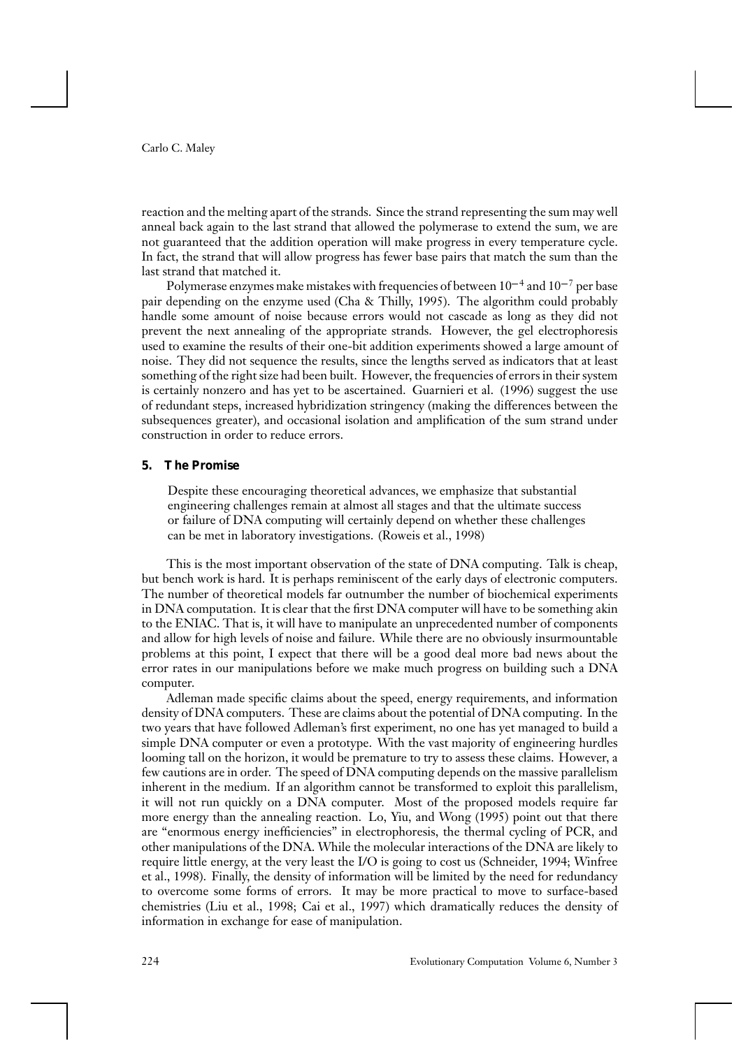reaction and the melting apart of the strands. Since the strand representing the sum may well anneal back again to the last strand that allowed the polymerase to extend the sum, we are not guaranteed that the addition operation will make progress in every temperature cycle. In fact, the strand that will allow progress has fewer base pairs that match the sum than the last strand that matched it.

Polymerase enzymes make mistakes with frequencies of between $10^{-4}$ and $10^{-7}$ per base pair depending on the enzyme used (Cha & Thilly, 1995). The algorithm could probably handle some amount of noise because errors would not cascade as long as they did not prevent the next annealing of the appropriate strands. However, the gel electrophoresis used to examine the results of their one-bit addition experiments showed a large amount of noise. They did not sequence the results, since the lengths served as indicators that at least something of the right size had been built. However, the frequencies of errors in their system is certainly nonzero and has yet to be ascertained. Guarnieri et al. (1996) suggest the use of redundant steps, increased hybridization stringency (making the differences between the subsequences greater), and occasional isolation and amplification of the sum strand under construction in order to reduce errors.

## 5. The Promise

> Despite these encouraging theoretical advances, we emphasize that substantial engineering challenges remain at almost all stages and that the ultimate success or failure of DNA computing will certainly depend on whether these challenges can be met in laboratory investigations. (Roweis et al., 1998)

This is the most important observation of the state of DNA computing. Talk is cheap, but bench work is hard. It is perhaps reminiscent of the early days of electronic computers. The number of theoretical models far outnumber the number of biochemical experiments in DNA computation. It is clear that the first DNA computer will have to be something akin to the ENIAC. That is, it will have to manipulate an unprecedented number of components and allow for high levels of noise and failure. While there are no obviously insurmountable problems at this point, I expect that there will be a good deal more bad news about the error rates in our manipulations before we make much progress on building such a DNA computer.

Adleman made specific claims about the speed, energy requirements, and information density of DNA computers. These are claims about the potential of DNA computing. In the two years that have followed Adleman's first experiment, no one has yet managed to build a simple DNA computer or even a prototype. With the vast majority of engineering hurdles looming tall on the horizon, it would be premature to try to assess these claims. However, a few cautions are in order. The speed of DNA computing depends on the massive parallelism inherent in the medium. If an algorithm cannot be transformed to exploit this parallelism, it will not run quickly on a DNA computer. Most of the proposed models require far more energy than the annealing reaction. Lo, Yiu, and Wong (1995) point out that there are "enormous energy inefficiencies" in electrophoresis, the thermal cycling of PCR, and other manipulations of the DNA. While the molecular interactions of the DNA are likely to require little energy, at the very least the I/O is going to cost us (Schneider, 1994; Winfree et al., 1998). Finally, the density of information will be limited by the need for redundancy to overcome some forms of errors. It may be more practical to move to surface-based chemistries (Liu et al., 1998; Cai et al., 1997) which dramatically reduces the density of information in exchange for ease of manipulation.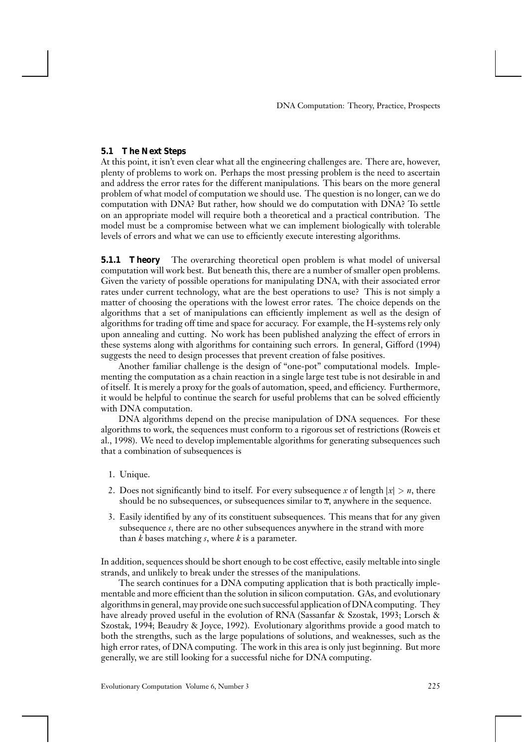### 5.1 The Next Steps

At this point, it isn't even clear what all the engineering challenges are. There are, however, plenty of problems to work on. Perhaps the most pressing problem is the need to ascertain and address the error rates for the different manipulations. This bears on the more general problem of what model of computation we should use. The question is no longer, can we do computation with DNA? But rather, how should we do computation with DNA? To settle on an appropriate model will require both a theoretical and a practical contribution. The model must be a compromise between what we can implement biologically with tolerable levels of errors and what we can use to efficiently execute interesting algorithms.

**5.1.1 Theory** The overarching theoretical open problem is what model of universal computation will work best. But beneath this, there are a number of smaller open problems. Given the variety of possible operations for manipulating DNA, with their associated error rates under current technology, what are the best operations to use? This is not simply a matter of choosing the operations with the lowest error rates. The choice depends on the algorithms that a set of manipulations can efficiently implement as well as the design of algorithms for trading off time and space for accuracy. For example, the H-systems rely only upon annealing and cutting. No work has been published analyzing the effect of errors in these systems along with algorithms for containing such errors. In general, Gifford (1994) suggests the need to design processes that prevent creation of false positives.

Another familiar challenge is the design of "one-pot" computational models. Implementing the computation as a chain reaction in a single large test tube is not desirable in and of itself. It is merely a proxy for the goals of automation, speed, and efficiency. Furthermore, it would be helpful to continue the search for useful problems that can be solved efficiently with DNA computation.

DNA algorithms depend on the precise manipulation of DNA sequences. For these algorithms to work, the sequences must conform to a rigorous set of restrictions (Roweis et al., 1998). We need to develop implementable algorithms for generating subsequences such that a combination of subsequences is

1. Unique.
2. Does not significantly bind to itself. For every subsequence $x$ of length $|x| > n$, there should be no subsequences, or subsequences similar to $\overline{x}$, anywhere in the sequence.
3. Easily identified by any of its constituent subsequences. This means that for any given subsequence $s$, there are no other subsequences anywhere in the strand with more than $k$ bases matching $s$, where $k$ is a parameter.

In addition, sequences should be short enough to be cost effective, easily meltable into single strands, and unlikely to break under the stresses of the manipulations.

The search continues for a DNA computing application that is both practically implementable and more efficient than the solution in silicon computation. GAs, and evolutionary algorithms in general, may provide one such successful application of DNA computing. They have already proved useful in the evolution of RNA (Sassanfar & Szostak, 1993; Lorsch & Szostak, 1994; Beaudry & Joyce, 1992). Evolutionary algorithms provide a good match to both the strengths, such as the large populations of solutions, and weaknesses, such as the high error rates, of DNA computing. The work in this area is only just beginning. But more generally, we are still looking for a successful niche for DNA computing.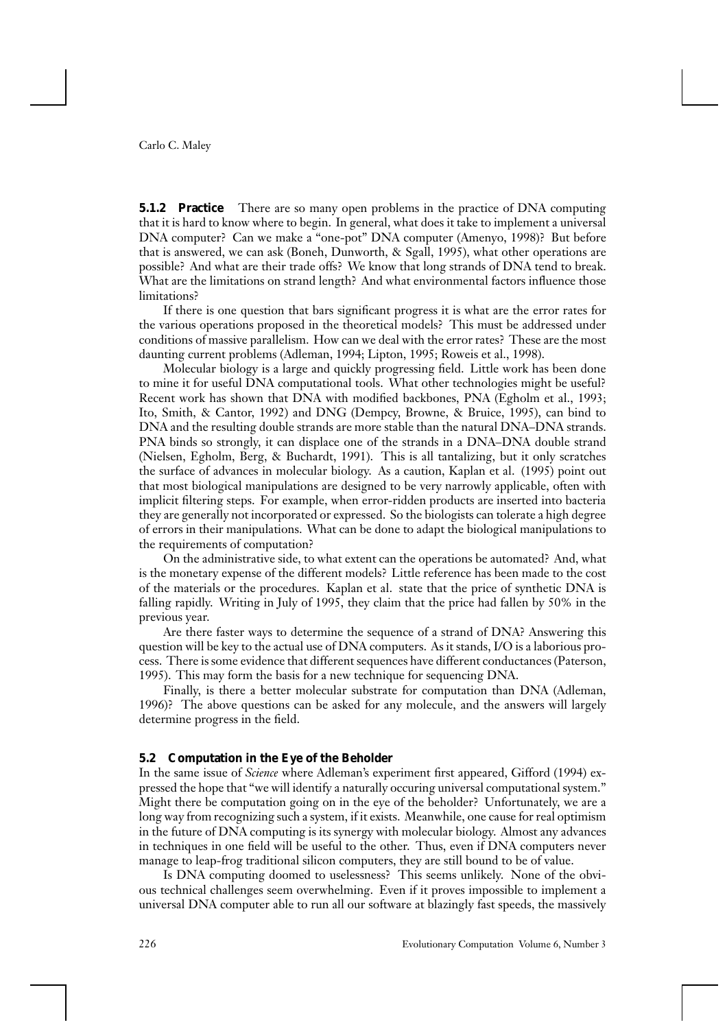**5.1.2 Practice** There are so many open problems in the practice of DNA computing that it is hard to know where to begin. In general, what does it take to implement a universal DNA computer? Can we make a "one-pot" DNA computer (Amenyo, 1998)? But before that is answered, we can ask (Boneh, Dunworth, & Sgall, 1995), what other operations are possible? And what are their trade offs? We know that long strands of DNA tend to break. What are the limitations on strand length? And what environmental factors influence those limitations?

If there is one question that bars significant progress it is what are the error rates for the various operations proposed in the theoretical models? This must be addressed under conditions of massive parallelism. How can we deal with the error rates? These are the most daunting current problems (Adleman, 1994; Lipton, 1995; Roweis et al., 1998).

Molecular biology is a large and quickly progressing field. Little work has been done to mine it for useful DNA computational tools. What other technologies might be useful? Recent work has shown that DNA with modified backbones, PNA (Egholm et al., 1993; Ito, Smith, & Cantor, 1992) and DNG (Dempcy, Browne, & Bruice, 1995), can bind to DNA and the resulting double strands are more stable than the natural DNA–DNA strands. PNA binds so strongly, it can displace one of the strands in a DNA–DNA double strand (Nielsen, Egholm, Berg, & Buchardt, 1991). This is all tantalizing, but it only scratches the surface of advances in molecular biology. As a caution, Kaplan et al. (1995) point out that most biological manipulations are designed to be very narrowly applicable, often with implicit filtering steps. For example, when error-ridden products are inserted into bacteria they are generally not incorporated or expressed. So the biologists can tolerate a high degree of errors in their manipulations. What can be done to adapt the biological manipulations to the requirements of computation?

On the administrative side, to what extent can the operations be automated? And, what is the monetary expense of the different models? Little reference has been made to the cost of the materials or the procedures. Kaplan et al. state that the price of synthetic DNA is falling rapidly. Writing in July of 1995, they claim that the price had fallen by 50% in the previous year.

Are there faster ways to determine the sequence of a strand of DNA? Answering this question will be key to the actual use of DNA computers. As it stands, I/O is a laborious process. There is some evidence that different sequences have different conductances (Paterson, 1995). This may form the basis for a new technique for sequencing DNA.

Finally, is there a better molecular substrate for computation than DNA (Adleman, 1996)? The above questions can be asked for any molecule, and the answers will largely determine progress in the field.

### 5.2 Computation in the Eye of the Beholder

In the same issue of *Science* where Adleman's experiment first appeared, Gifford (1994) expressed the hope that "we will identify a naturally occuring universal computational system." Might there be computation going on in the eye of the beholder? Unfortunately, we are a long way from recognizing such a system, if it exists. Meanwhile, one cause for real optimism in the future of DNA computing is its synergy with molecular biology. Almost any advances in techniques in one field will be useful to the other. Thus, even if DNA computers never manage to leap-frog traditional silicon computers, they are still bound to be of value.

Is DNA computing doomed to uselessness? This seems unlikely. None of the obvious technical challenges seem overwhelming. Even if it proves impossible to implement a universal DNA computer able to run all our software at blazingly fast speeds, the massively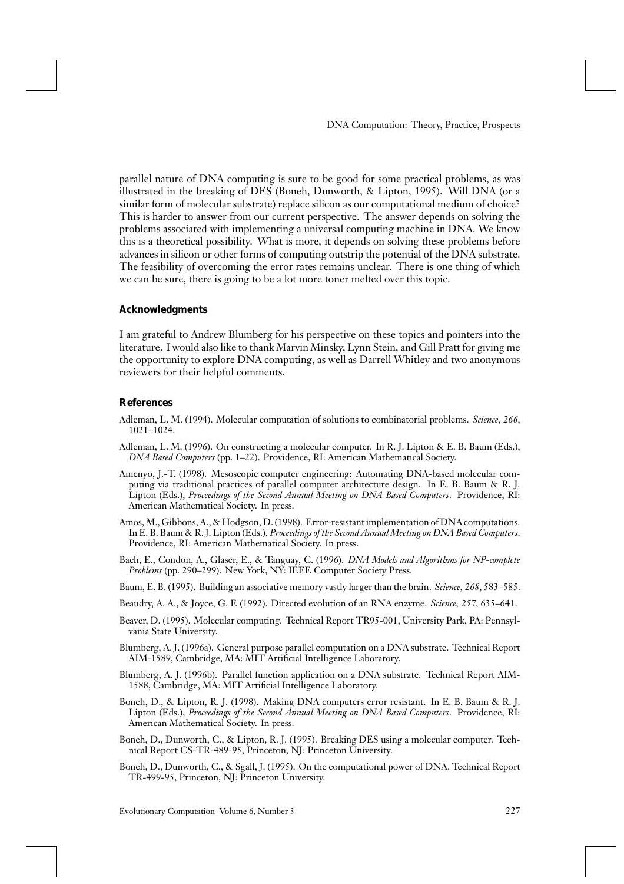parallel nature of DNA computing is sure to be good for some practical problems, as was illustrated in the breaking of DES (Boneh, Dunworth, & Lipton, 1995). Will DNA (or a similar form of molecular substrate) replace silicon as our computational medium of choice? This is harder to answer from our current perspective. The answer depends on solving the problems associated with implementing a universal computing machine in DNA. We know this is a theoretical possibility. What is more, it depends on solving these problems before advances in silicon or other forms of computing outstrip the potential of the DNA substrate. The feasibility of overcoming the error rates remains unclear. There is one thing of which we can be sure, there is going to be a lot more toner melted over this topic.

## Acknowledgments

I am grateful to Andrew Blumberg for his perspective on these topics and pointers into the literature. I would also like to thank Marvin Minsky, Lynn Stein, and Gill Pratt for giving me the opportunity to explore DNA computing, as well as Darrell Whitley and two anonymous reviewers for their helpful comments.

## References

Adleman, L. M. (1994). Molecular computation of solutions to combinatorial problems. *Science*, *266*, 1021–1024.

Adleman, L. M. (1996). On constructing a molecular computer. In R. J. Lipton & E. B. Baum (Eds.), *DNA Based Computers* (pp. 1–22). Providence, RI: American Mathematical Society.

Amenyo, J.-T. (1998). Mesoscopic computer engineering: Automating DNA-based molecular computing via traditional practices of parallel computer architecture design. In E. B. Baum & R. J. Lipton (Eds.), *Proceedings of the Second Annual Meeting on DNA Based Computers*. Providence, RI: American Mathematical Society. In press.

Amos, M., Gibbons, A., & Hodgson, D. (1998). Error-resistant implementation of DNA computations. In E. B. Baum & R. J. Lipton (Eds.), *Proceedings of the Second Annual Meeting on DNA Based Computers*. Providence, RI: American Mathematical Society. In press.

Bach, E., Condon, A., Glaser, E., & Tanguay, C. (1996). *DNA Models and Algorithms for NP-complete Problems* (pp. 290–299). New York, NY: IEEE Computer Society Press.

Baum, E. B. (1995). Building an associative memory vastly larger than the brain. *Science*, *268*, 583–585.

Beaudry, A. A., & Joyce, G. F. (1992). Directed evolution of an RNA enzyme. *Science*, *257*, 635–641.

Beaver, D. (1995). Molecular computing. Technical Report TR95-001, University Park, PA: Pennsylvania State University.

Blumberg, A. J. (1996a). General purpose parallel computation on a DNA substrate. Technical Report AIM-1589, Cambridge, MA: MIT Artificial Intelligence Laboratory.

Blumberg, A. J. (1996b). Parallel function application on a DNA substrate. Technical Report AIM-1588, Cambridge, MA: MIT Artificial Intelligence Laboratory.

Boneh, D., & Lipton, R. J. (1998). Making DNA computers error resistant. In E. B. Baum & R. J. Lipton (Eds.), *Proceedings of the Second Annual Meeting on DNA Based Computers*. Providence, RI: American Mathematical Society. In press.

Boneh, D., Dunworth, C., & Lipton, R. J. (1995). Breaking DES using a molecular computer. Technical Report CS-TR-489-95, Princeton, NJ: Princeton University.

Boneh, D., Dunworth, C., & Sgall, J. (1995). On the computational power of DNA. Technical Report TR-499-95, Princeton, NJ: Princeton University.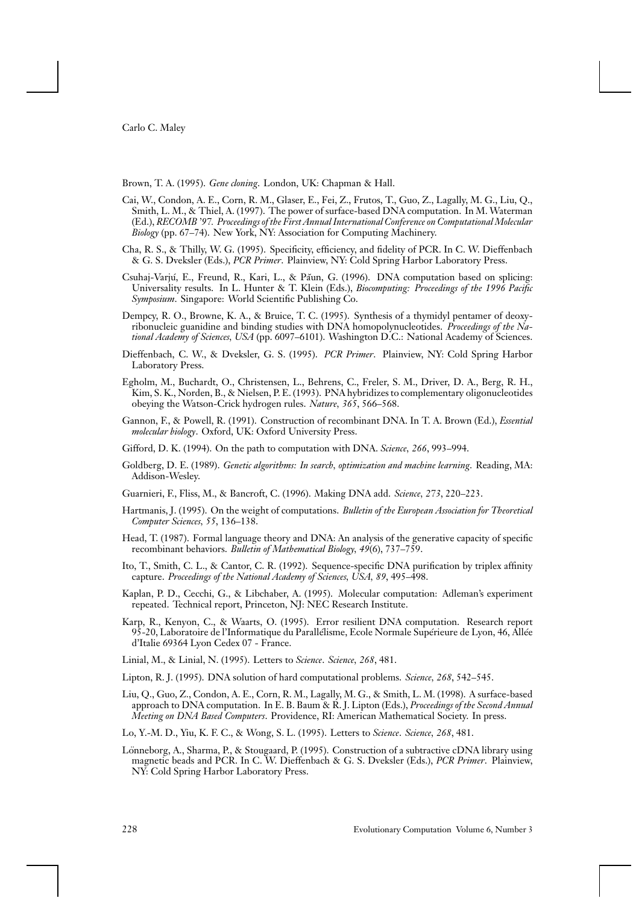Brown, T. A. (1995). *Gene cloning*. London, UK: Chapman & Hall.

Cai, W., Condon, A. E., Corn, R. M., Glaser, E., Fei, Z., Frutos, T., Guo, Z., Lagally, M. G., Liu, Q., Smith, L. M., & Thiel, A. (1997). The power of surface-based DNA computation. In M. Waterman (Ed.), *RECOMB '97. Proceedings of the First Annual International Conference on Computational Molecular Biology* (pp. 67–74). New York, NY: Association for Computing Machinery.

Cha, R. S., & Thilly, W. G. (1995). Specificity, efficiency, and fidelity of PCR. In C. W. Dieffenbach & G. S. Dveksler (Eds.), *PCR Primer*. Plainview, NY: Cold Spring Harbor Laboratory Press.

Csuhaj-Varjú, E., Freund, R., Kari, L., & Păun, G. (1996). DNA computation based on splicing: Universality results. In L. Hunter & T. Klein (Eds.), *Biocomputing: Proceedings of the 1996 Pacific Symposium*. Singapore: World Scientific Publishing Co.

Dempcy, R. O., Browne, K. A., & Bruice, T. C. (1995). Synthesis of a thymidyl pentamer of deoxyribonucleic guanidine and binding studies with DNA homopolynucleotides. *Proceedings of the National Academy of Sciences, USA* (pp. 6097–6101). Washington D.C.: National Academy of Sciences.

Dieffenbach, C. W., & Dveksler, G. S. (1995). *PCR Primer*. Plainview, NY: Cold Spring Harbor Laboratory Press.

Egholm, M., Buchardt, O., Christensen, L., Behrens, C., Freler, S. M., Driver, D. A., Berg, R. H., Kim, S. K., Norden, B., & Nielsen, P. E. (1993). PNA hybridizes to complementary oligonucleotides obeying the Watson-Crick hydrogen rules. *Nature*, *365*, 566–568.

Gannon, F., & Powell, R. (1991). Construction of recombinant DNA. In T. A. Brown (Ed.), *Essential molecular biology*. Oxford, UK: Oxford University Press.

Gifford, D. K. (1994). On the path to computation with DNA. *Science*, *266*, 993–994.

Goldberg, D. E. (1989). *Genetic algorithms: In search, optimization and machine learning*. Reading, MA: Addison-Wesley.

Guarnieri, F., Fliss, M., & Bancroft, C. (1996). Making DNA add. *Science*, *273*, 220–223.

Hartmanis, J. (1995). On the weight of computations. *Bulletin of the European Association for Theoretical Computer Sciences*, *55*, 136–138.

Head, T. (1987). Formal language theory and DNA: An analysis of the generative capacity of specific recombinant behaviors. *Bulletin of Mathematical Biology*, *49*(6), 737–759.

Ito, T., Smith, C. L., & Cantor, C. R. (1992). Sequence-specific DNA purification by triplex affinity capture. *Proceedings of the National Academy of Sciences, USA*, *89*, 495–498.

Kaplan, P. D., Cecchi, G., & Libchaber, A. (1995). Molecular computation: Adleman's experiment repeated. Technical report, Princeton, NJ: NEC Research Institute.

Karp, R., Kenyon, C., & Waarts, O. (1995). Error resilient DNA computation. Research report 95-20, Laboratoire de l'Informatique du Parallélisme, Ecole Normale Supérieure de Lyon, 46, Allée d'Italie 69364 Lyon Cedex 07 - France.

Linial, M., & Linial, N. (1995). Letters to *Science*. *Science*, *268*, 481.

Lipton, R. J. (1995). DNA solution of hard computational problems. *Science*, *268*, 542–545.

Liu, Q., Guo, Z., Condon, A. E., Corn, R. M., Lagally, M. G., & Smith, L. M. (1998). A surface-based approach to DNA computation. In E. B. Baum & R. J. Lipton (Eds.), *Proceedings of the Second Annual Meeting on DNA Based Computers*. Providence, RI: American Mathematical Society. In press.

Lo, Y.-M. D., Yiu, K. F. C., & Wong, S. L. (1995). Letters to *Science*. *Science*, *268*, 481.

Lönneborg, A., Sharma, P., & Stougaard, P. (1995). Construction of a subtractive cDNA library using magnetic beads and PCR. In C. W. Dieffenbach & G. S. Dveksler (Eds.), *PCR Primer*. Plainview, NY: Cold Spring Harbor Laboratory Press.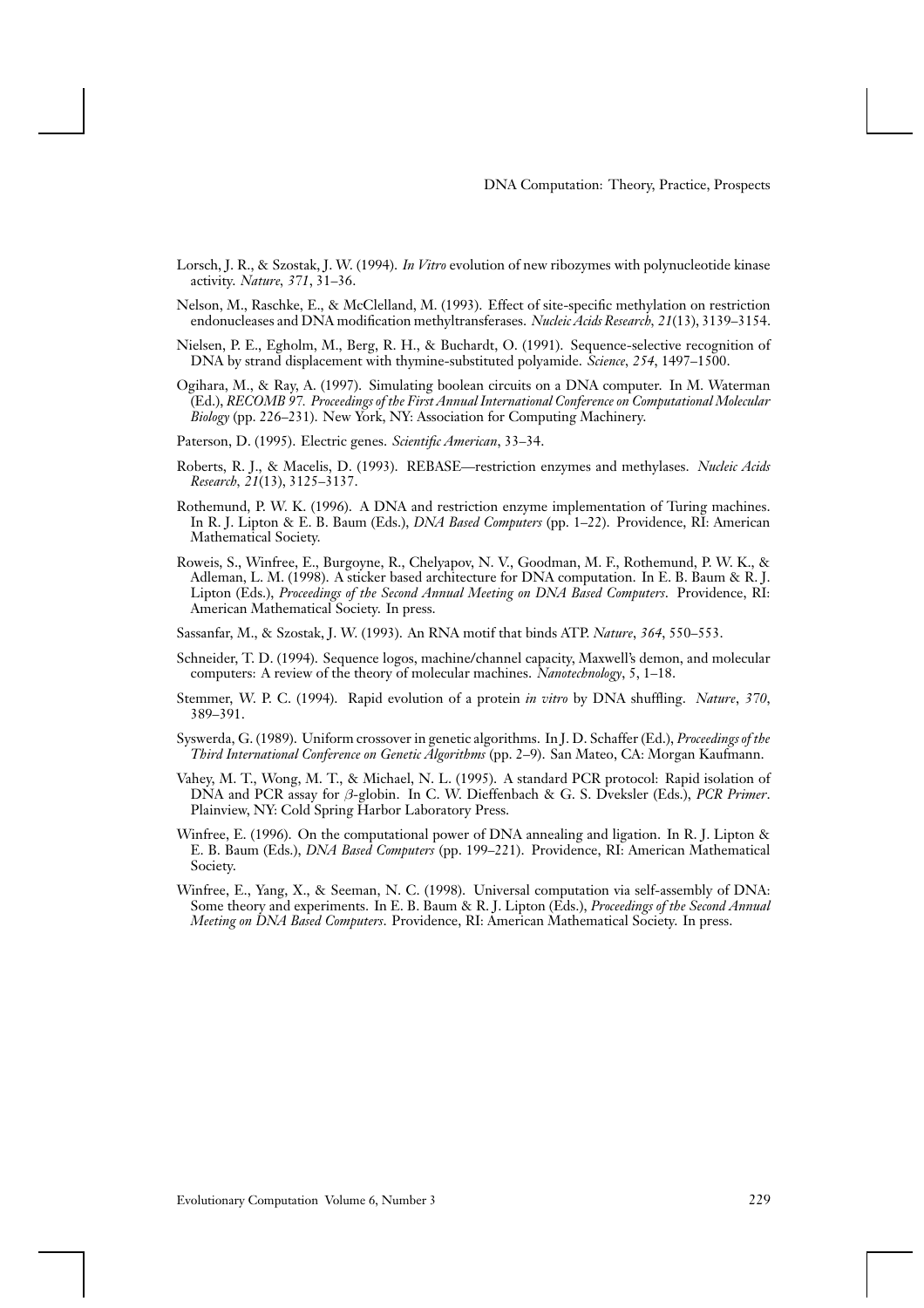Lorsch, J. R., & Szostak, J. W. (1994). *In Vitro* evolution of new ribozymes with polynucleotide kinase activity. *Nature*, *371*, 31–36.

Nelson, M., Raschke, E., & McClelland, M. (1993). Effect of site-specific methylation on restriction endonucleases and DNA modification methyltransferases. *Nucleic Acids Research*, *21*(13), 3139–3154.

Nielsen, P. E., Egholm, M., Berg, R. H., & Buchardt, O. (1991). Sequence-selective recognition of DNA by strand displacement with thymine-substituted polyamide. *Science*, *254*, 1497–1500.

Ogihara, M., & Ray, A. (1997). Simulating boolean circuits on a DNA computer. In M. Waterman (Ed.), *RECOMB 97. Proceedings of the First Annual International Conference on Computational Molecular Biology* (pp. 226–231). New York, NY: Association for Computing Machinery.

Paterson, D. (1995). Electric genes. *Scientific American*, 33–34.

Roberts, R. J., & Macelis, D. (1993). REBASE—restriction enzymes and methylases. *Nucleic Acids Research*, *21*(13), 3125–3137.

Rothemund, P. W. K. (1996). A DNA and restriction enzyme implementation of Turing machines. In R. J. Lipton & E. B. Baum (Eds.), *DNA Based Computers* (pp. 1–22). Providence, RI: American Mathematical Society.

Roweis, S., Winfree, E., Burgoyne, R., Chelyapov, N. V., Goodman, M. F., Rothemund, P. W. K., & Adleman, L. M. (1998). A sticker based architecture for DNA computation. In E. B. Baum & R. J. Lipton (Eds.), *Proceedings of the Second Annual Meeting on DNA Based Computers*. Providence, RI: American Mathematical Society. In press.

Sassanfar, M., & Szostak, J. W. (1993). An RNA motif that binds ATP. *Nature*, *364*, 550–553.

Schneider, T. D. (1994). Sequence logos, machine/channel capacity, Maxwell's demon, and molecular computers: A review of the theory of molecular machines. *Nanotechnology*, 5, 1–18.

Stemmer, W. P. C. (1994). Rapid evolution of a protein *in vitro* by DNA shuffling. *Nature*, *370*, 389–391.

Syswerda, G. (1989). Uniform crossover in genetic algorithms. In J. D. Schaffer (Ed.), *Proceedings of the Third International Conference on Genetic Algorithms* (pp. 2–9). San Mateo, CA: Morgan Kaufmann.

Vahey, M. T., Wong, M. T., & Michael, N. L. (1995). A standard PCR protocol: Rapid isolation of DNA and PCR assay for $\beta$-globin. In C. W. Dieffenbach & G. S. Dveksler (Eds.), *PCR Primer*. Plainview, NY: Cold Spring Harbor Laboratory Press.

Winfree, E. (1996). On the computational power of DNA annealing and ligation. In R. J. Lipton & E. B. Baum (Eds.), *DNA Based Computers* (pp. 199–221). Providence, RI: American Mathematical Society.

Winfree, E., Yang, X., & Seeman, N. C. (1998). Universal computation via self-assembly of DNA: Some theory and experiments. In E. B. Baum & R. J. Lipton (Eds.), *Proceedings of the Second Annual Meeting on DNA Based Computers*. Providence, RI: American Mathematical Society. In press.